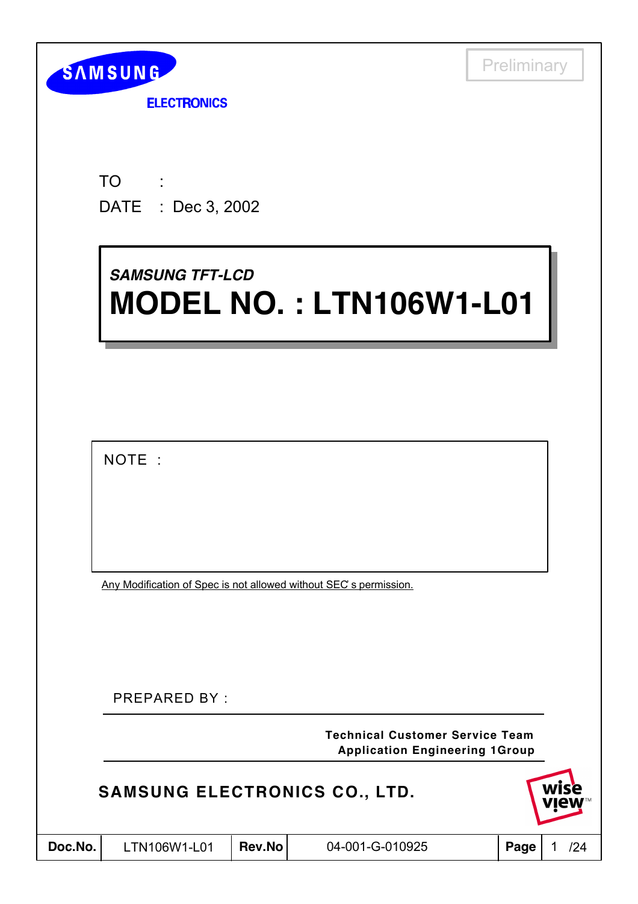SAMSUNG

ELECTRONICS

Preliminary

TO :

DATE : Dec 3, 2002

*SAMSUNG TFT-LCD*

# MODEL NO. : LTN106W1-L01

NOTE :

Any Modification of Spec is not allowed without SEC's permission.

PREPARED BY :

**Technical Customer Service Team**
**Application Engineering 1Group**

**SAMSUNG ELECTRONICS CO., LTD.**

wise view™

| Doc.No. | LTN106W1-L01 | Rev.No | 04-001-G-010925 | Page | 1 /24 |
| --- | --- | --- | --- | --- | --- |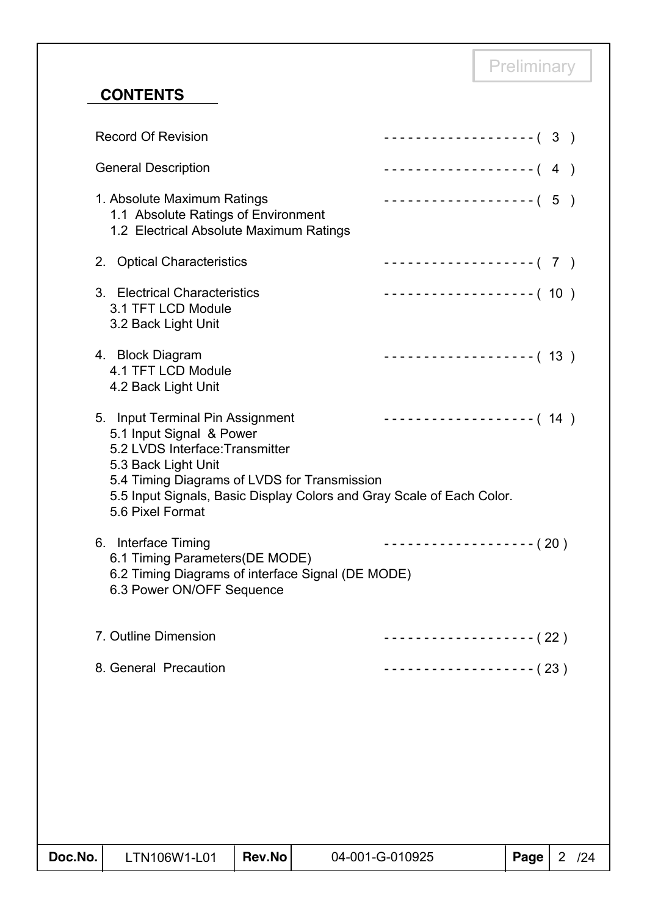Preliminary

## CONTENTS

Record Of Revision ------------------- ( 3 )

General Description ------------------- ( 4 )

1. Absolute Maximum Ratings ------------------- ( 5 )
   1.1 Absolute Ratings of Environment
   1.2 Electrical Absolute Maximum Ratings

2. Optical Characteristics ------------------- ( 7 )

3. Electrical Characteristics ------------------- ( 10 )
   3.1 TFT LCD Module
   3.2 Back Light Unit

4. Block Diagram ------------------- ( 13 )
   4.1 TFT LCD Module
   4.2 Back Light Unit

5. Input Terminal Pin Assignment ------------------- ( 14 )
   5.1 Input Signal & Power
   5.2 LVDS Interface:Transmitter
   5.3 Back Light Unit
   5.4 Timing Diagrams of LVDS for Transmission
   5.5 Input Signals, Basic Display Colors and Gray Scale of Each Color.
   5.6 Pixel Format

6. Interface Timing ------------------- ( 20 )
   6.1 Timing Parameters(DE MODE)
   6.2 Timing Diagrams of interface Signal (DE MODE)
   6.3 Power ON/OFF Sequence

7. Outline Dimension ------------------- ( 22 )

8. General Precaution ------------------- ( 23 )

| Doc.No. | LTN106W1-L01 | Rev.No | 04-001-G-010925 | Page | 2 /24 |
|---|---|---|---|---|---|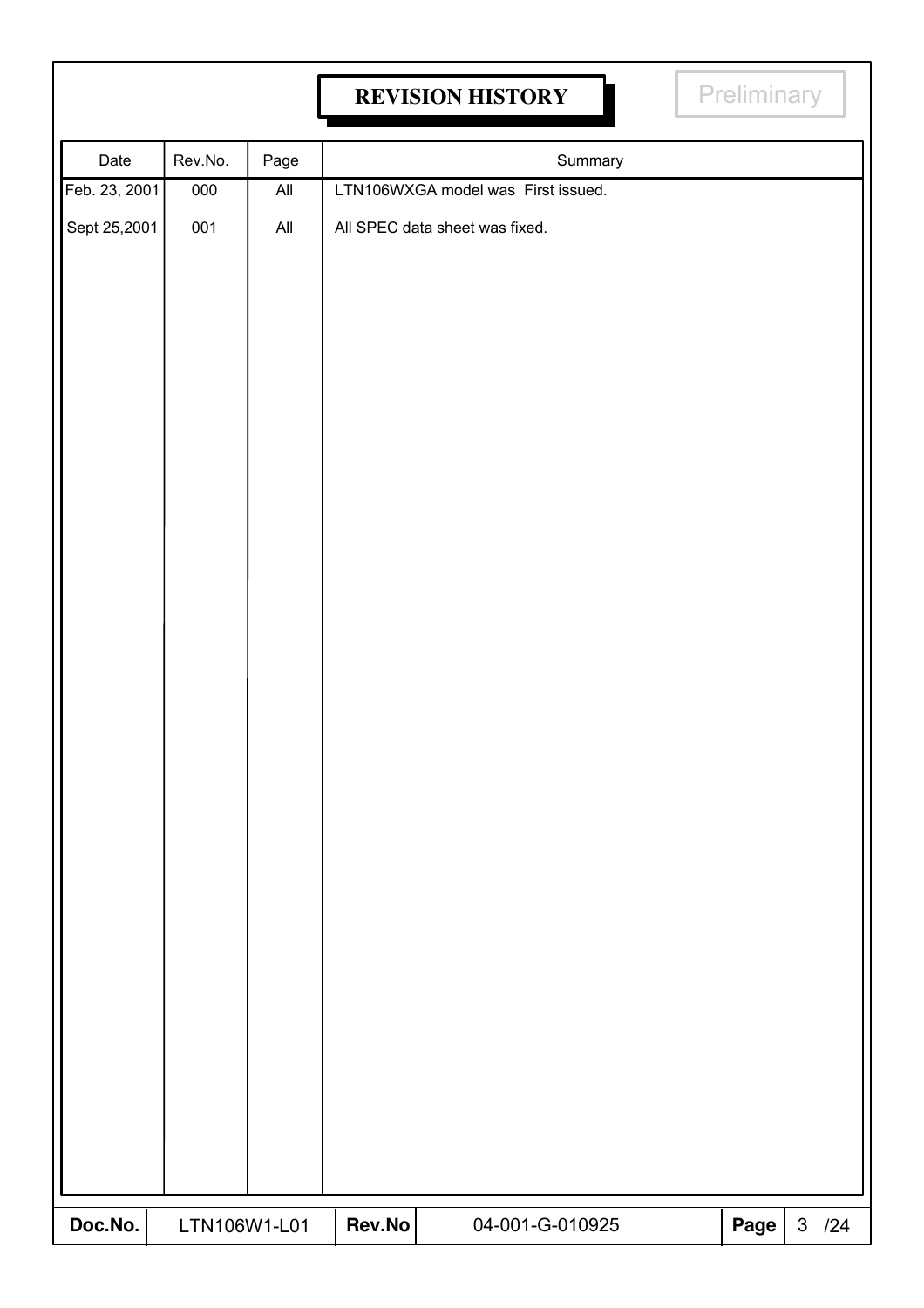# REVISION HISTORY

Preliminary

| Date | Rev.No. | Page | Summary |
|---|---|---|---|
| Feb. 23, 2001 | 000 | All | LTN106WXGA model was First issued. |
| Sept 25,2001 | 001 | All | All SPEC data sheet was fixed. |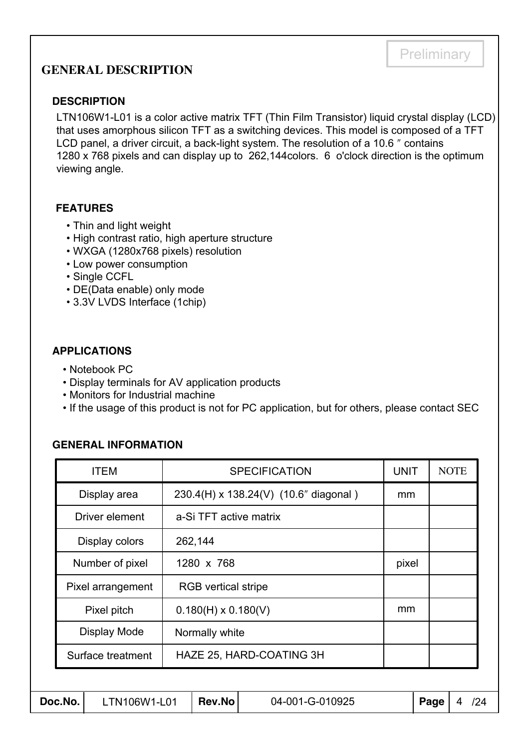Preliminary

# GENERAL DESCRIPTION

## DESCRIPTION

LTN106W1-L01 is a color active matrix TFT (Thin Film Transistor) liquid crystal display (LCD) that uses amorphous silicon TFT as a switching devices. This model is composed of a TFT LCD panel, a driver circuit, a back-light system. The resolution of a 10.6″ contains 1280 x 768 pixels and can display up to 262,144colors. 6 o'clock direction is the optimum viewing angle.

## FEATURES

- Thin and light weight
- High contrast ratio, high aperture structure
- WXGA (1280x768 pixels) resolution
- Low power consumption
- Single CCFL
- DE(Data enable) only mode
- 3.3V LVDS Interface (1chip)

## APPLICATIONS

- Notebook PC
- Display terminals for AV application products
- Monitors for Industrial machine
- If the usage of this product is not for PC application, but for others, please contact SEC

## GENERAL INFORMATION

| ITEM | SPECIFICATION | UNIT | NOTE |
|---|---|---|---|
| Display area | 230.4(H) x 138.24(V) (10.6″ diagonal ) | mm | |
| Driver element | a-Si TFT active matrix | | |
| Display colors | 262,144 | | |
| Number of pixel | 1280 x 768 | pixel | |
| Pixel arrangement | RGB vertical stripe | | |
| Pixel pitch | 0.180(H) x 0.180(V) | mm | |
| Display Mode | Normally white | | |
| Surface treatment | HAZE 25, HARD-COATING 3H | | |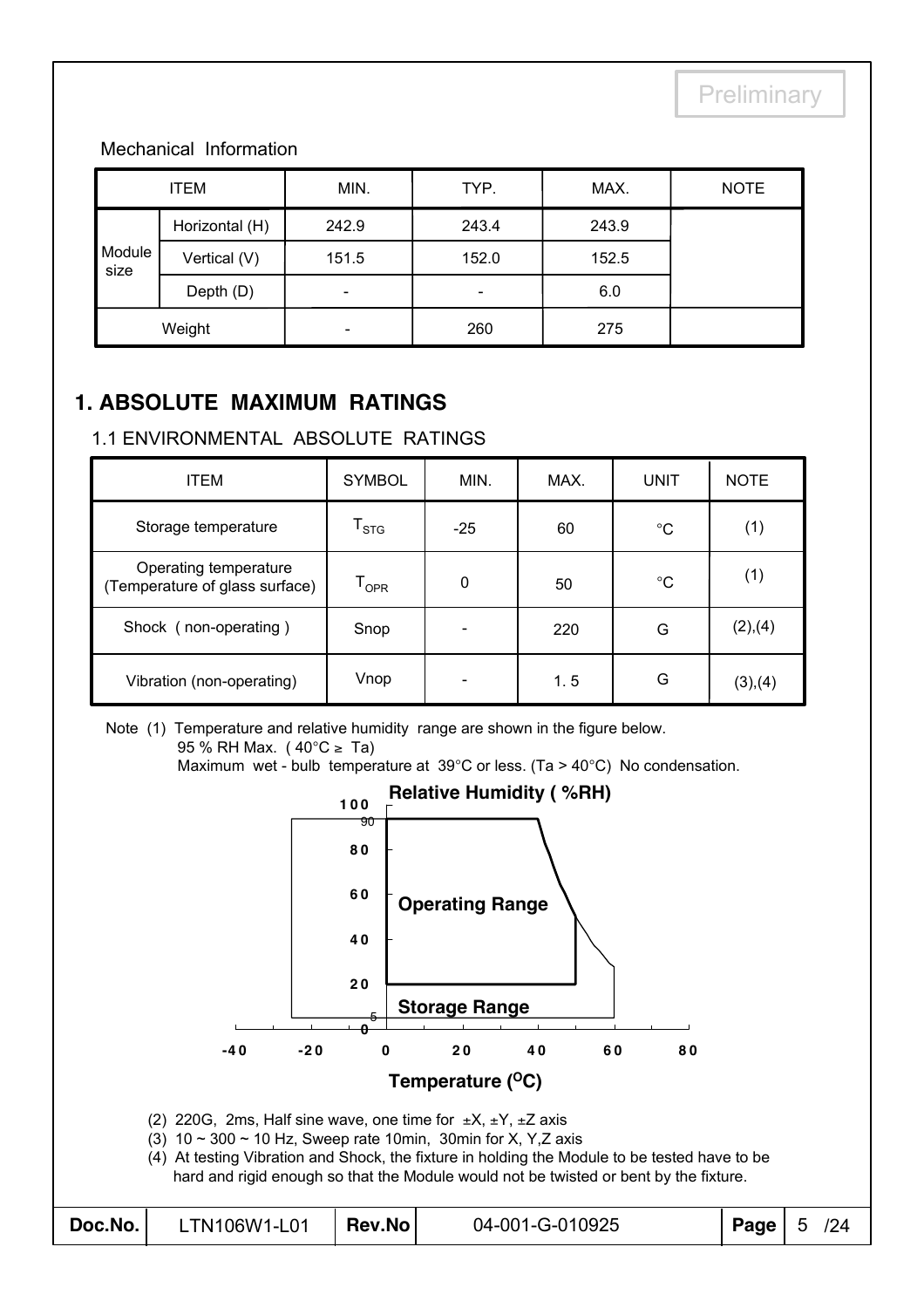Preliminary

Mechanical Information

| ITEM | | MIN. | TYP. | MAX. | NOTE |
|---|---|---|---|---|---|
| Module size | Horizontal (H) | 242.9 | 243.4 | 243.9 | |
| | Vertical (V) | 151.5 | 152.0 | 152.5 | |
| | Depth (D) | - | - | 6.0 | |
| Weight | | - | 260 | 275 | |

# 1. ABSOLUTE MAXIMUM RATINGS

## 1.1 ENVIRONMENTAL ABSOLUTE RATINGS

| ITEM | SYMBOL | MIN. | MAX. | UNIT | NOTE |
|---|---|---|---|---|---|
| Storage temperature | $T_{STG}$ | -25 | 60 | °C | (1) |
| Operating temperature (Temperature of glass surface) | $T_{OPR}$ | 0 | 50 | °C | (1) |
| Shock ( non-operating ) | Snop | - | 220 | G | (2),(4) |
| Vibration (non-operating) | Vnop | - | 1. 5 | G | (3),(4) |

Note (1) Temperature and relative humidity range are shown in the figure below.
95 % RH Max. ( 40°C ≥ Ta)
Maximum wet - bulb temperature at 39°C or less. (Ta > 40°C) No condensation.

Relative Humidity ( %RH)

Operating Range

Storage Range

Temperature (°C)

(2) 220G, 2ms, Half sine wave, one time for ±X, ±Y, ±Z axis

(3) 10 ~ 300 ~ 10 Hz, Sweep rate 10min, 30min for X, Y,Z axis

(4) At testing Vibration and Shock, the fixture in holding the Module to be tested have to be hard and rigid enough so that the Module would not be twisted or bent by the fixture.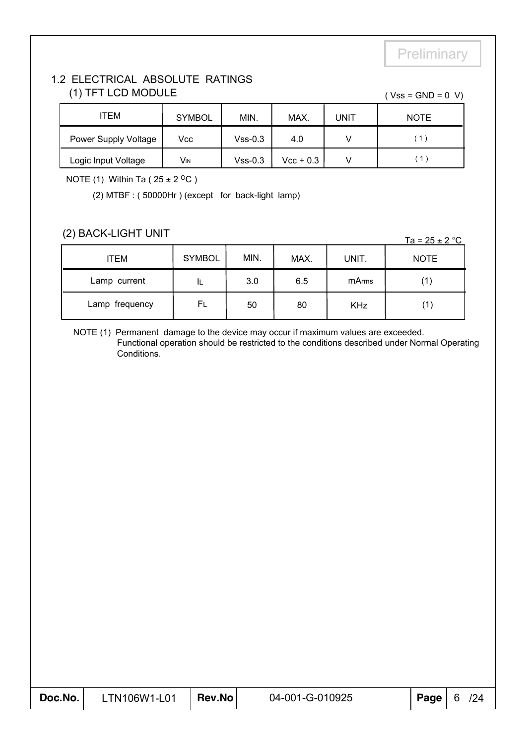Preliminary

## 1.2 ELECTRICAL ABSOLUTE RATINGS

### (1) TFT LCD MODULE

( Vss = GND = 0 V)

| ITEM | SYMBOL | MIN. | MAX. | UNIT | NOTE |
|---|---|---|---|---|---|
| Power Supply Voltage | Vcc | Vss-0.3 | 4.0 | V | ( 1 ) |
| Logic Input Voltage | $V_{IN}$ | Vss-0.3 | Vcc + 0.3 | V | ( 1 ) |

NOTE (1) Within Ta ( 25 ± 2 $^{O}$C )

(2) MTBF : ( 50000Hr ) (except for back-light lamp)

### (2) BACK-LIGHT UNIT

Ta = 25 ± 2 °C

| ITEM | SYMBOL | MIN. | MAX. | UNIT. | NOTE |
|---|---|---|---|---|---|
| Lamp current | $I_L$ | 3.0 | 6.5 | $mA_{rms}$ | (1) |
| Lamp frequency | $F_L$ | 50 | 80 | KHz | (1) |

NOTE (1) Permanent damage to the device may occur if maximum values are exceeded. Functional operation should be restricted to the conditions described under Normal Operating Conditions.

| Doc.No. | LTN106W1-L01 | Rev.No | 04-001-G-010925 | Page | 6 /24 |
|---|---|---|---|---|---|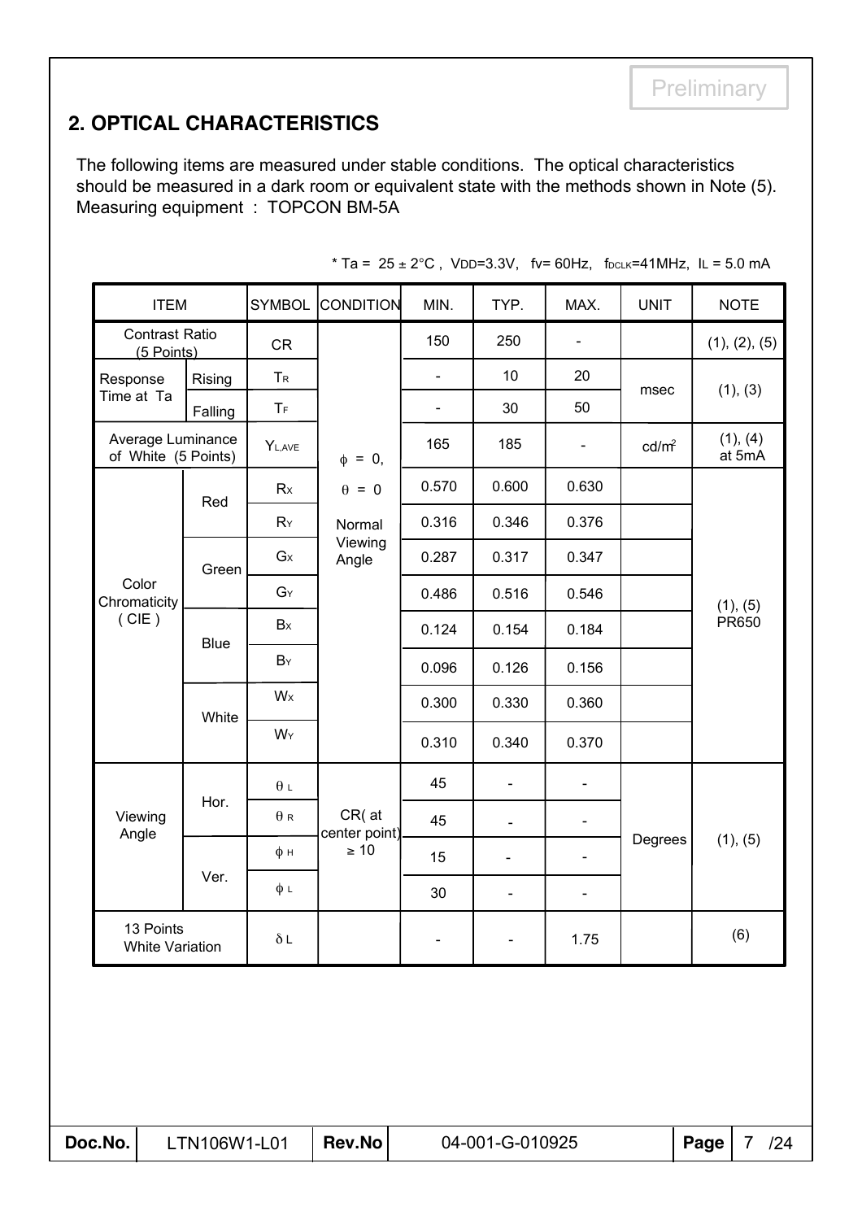Preliminary

## 2. OPTICAL CHARACTERISTICS

The following items are measured under stable conditions. The optical characteristics should be measured in a dark room or equivalent state with the methods shown in Note (5).
Measuring equipment : TOPCON BM-5A

* Ta = 25 ± 2°C , $V_{DD}$=3.3V, fv= 60Hz, $f_{DCLK}$=41MHz, $I_L$ = 5.0 mA

| ITEM | | SYMBOL | CONDITION | MIN. | TYP. | MAX. | UNIT | NOTE |
|---|---|---|---|---|---|---|---|---|
| Contrast Ratio (5 Points) | | CR | $\phi$ = 0, $\theta$ = 0 Normal Viewing Angle | 150 | 250 | - | | (1), (2), (5) |
| Response Time at Ta | Rising | $T_R$ | | - | 10 | 20 | msec | (1), (3) |
| | Falling | $T_F$ | | - | 30 | 50 | | |
| Average Luminance of White (5 Points) | | $Y_{L,AVE}$ | | 165 | 185 | - | cd/m² | (1), (4) at 5mA |
| Color Chromaticity ( CIE ) | Red | $R_X$ | | 0.570 | 0.600 | 0.630 | | (1), (5) PR650 |
| | | $R_Y$ | | 0.316 | 0.346 | 0.376 | | |
| | Green | $G_X$ | | 0.287 | 0.317 | 0.347 | | |
| | | $G_Y$ | | 0.486 | 0.516 | 0.546 | | |
| | Blue | $B_X$ | | 0.124 | 0.154 | 0.184 | | |
| | | $B_Y$ | | 0.096 | 0.126 | 0.156 | | |
| | White | $W_X$ | | 0.300 | 0.330 | 0.360 | | |
| | | $W_Y$ | | 0.310 | 0.340 | 0.370 | | |
| Viewing Angle | Hor. | $\theta_L$ | CR( at center point) ≥ 10 | 45 | - | - | Degrees | (1), (5) |
| | | $\theta_R$ | | 45 | - | - | | |
| | Ver. | $\phi_H$ | | 15 | - | - | | |
| | | $\phi_L$ | | 30 | - | - | | |
| 13 Points White Variation | | $\delta L$ | | - | - | 1.75 | | (6) |

| Doc.No. | LTN106W1-L01 | Rev.No | 04-001-G-010925 | Page | 7 /24 |
|---|---|---|---|---|---|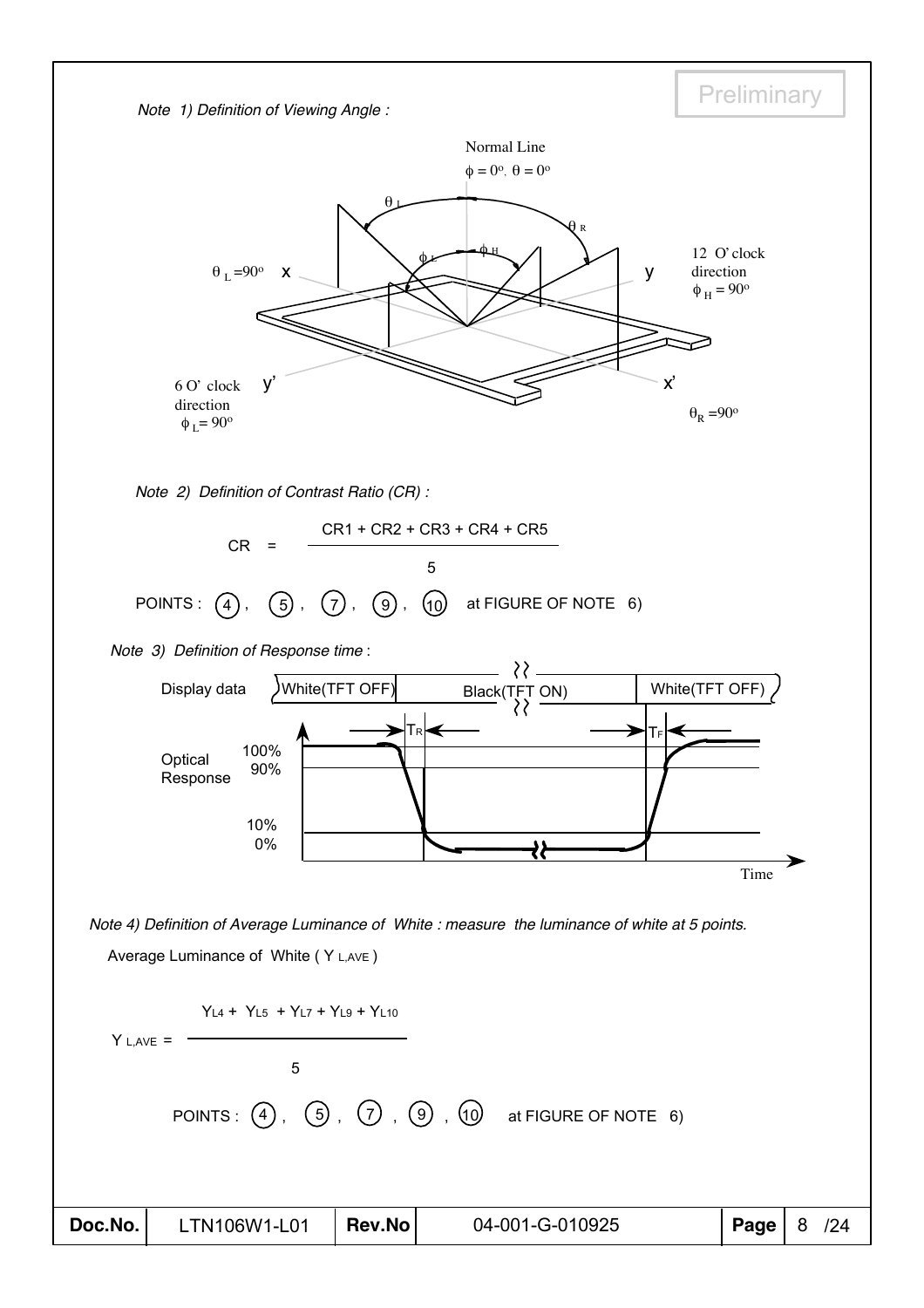Preliminary

*Note 1) Definition of Viewing Angle :*

Normal Line

$\phi = 0^o, \theta = 0^o$

$\theta_L = 90^o$ x

y 12 O' clock direction $\phi_H = 90^o$

6 O' clock direction $\phi_L = 90^o$ y'

x' $\theta_R = 90^o$

*Note 2) Definition of Contrast Ratio (CR) :*

$$CR = \frac{CR1 + CR2 + CR3 + CR4 + CR5}{5}$$

POINTS : (4), (5), (7), (9), (10) at FIGURE OF NOTE 6)

*Note 3) Definition of Response time* :

Display data: White(TFT OFF) | Black(TFT ON) | White(TFT OFF)

Optical Response: 100%, 90%, 10%, 0%

$T_R$, $T_F$

Time

*Note 4) Definition of Average Luminance of White : measure the luminance of white at 5 points.*

Average Luminance of White ( $Y_{L,AVE}$ )

$$Y_{L,AVE} = \frac{Y_{L4} + Y_{L5} + Y_{L7} + Y_{L9} + Y_{L10}}{5}$$

POINTS : (4), (5), (7), (9), (10) at FIGURE OF NOTE 6)

| Doc.No. | LTN106W1-L01 | Rev.No | 04-001-G-010925 | Page | 8 /24 |
|---|---|---|---|---|---|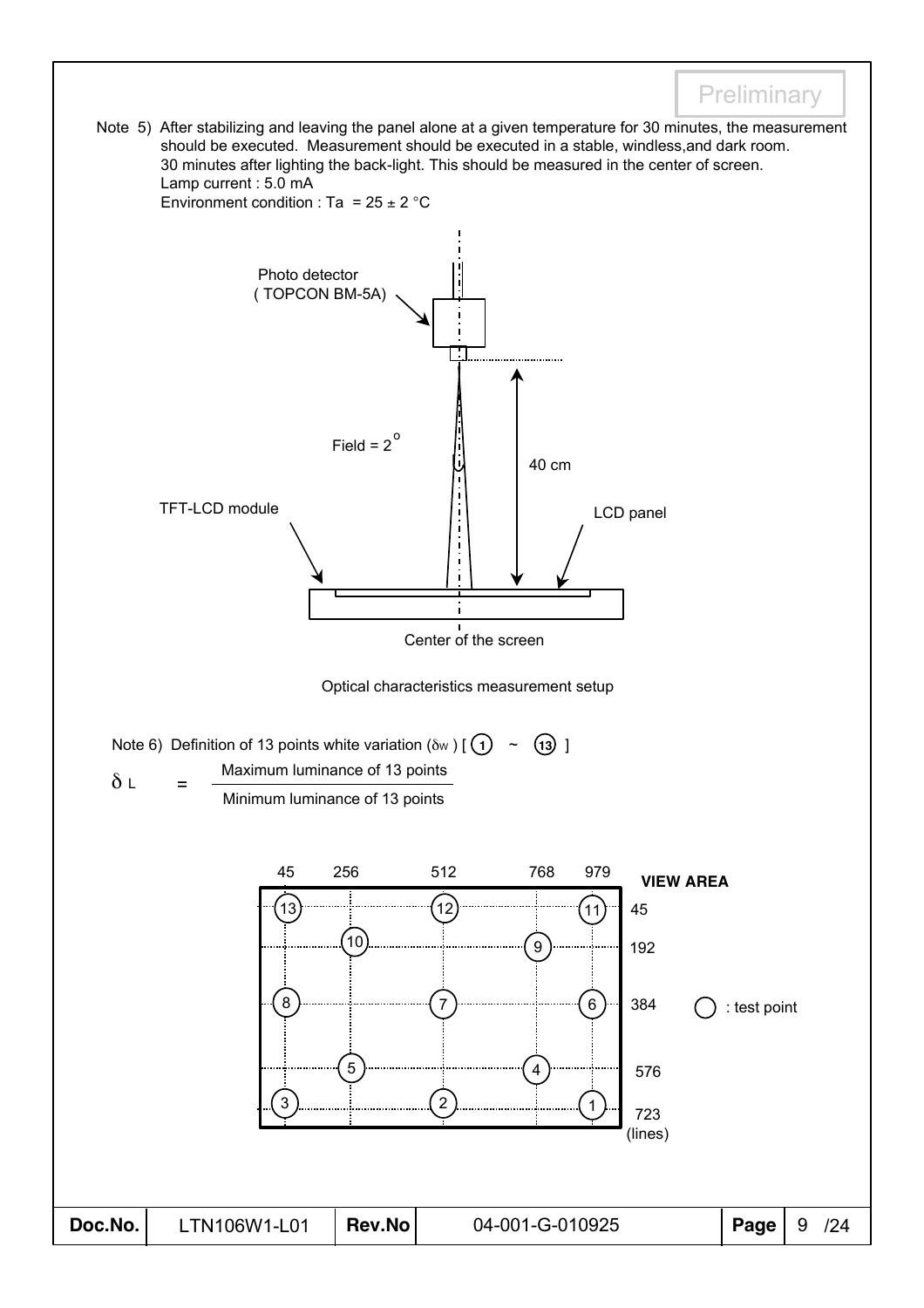Preliminary

Note 5) After stabilizing and leaving the panel alone at a given temperature for 30 minutes, the measurement should be executed. Measurement should be executed in a stable, windless,and dark room. 30 minutes after lighting the back-light. This should be measured in the center of screen.
Lamp current : 5.0 mA
Environment condition : Ta = 25 ± 2 °C

Photo detector ( TOPCON BM-5A)

Field = 2°

40 cm

TFT-LCD module

LCD panel

Center of the screen

Optical characteristics measurement setup

Note 6) Definition of 13 points white variation ($\delta_W$) [ 1 ~ 13 ]

$$\delta_L = \frac{\text{Maximum luminance of 13 points}}{\text{Minimum luminance of 13 points}}$$

VIEW AREA

| | 45 | 256 | 512 | 768 | 979 |
|---|---|---|---|---|---|
| 45 | 13 | | 12 | | 11 |
| 192 | | 10 | | 9 | |
| 384 | 8 | | 7 | | 6 |
| 576 | | 5 | | 4 | |
| 723 (lines) | 3 | | 2 | | 1 |

○ : test point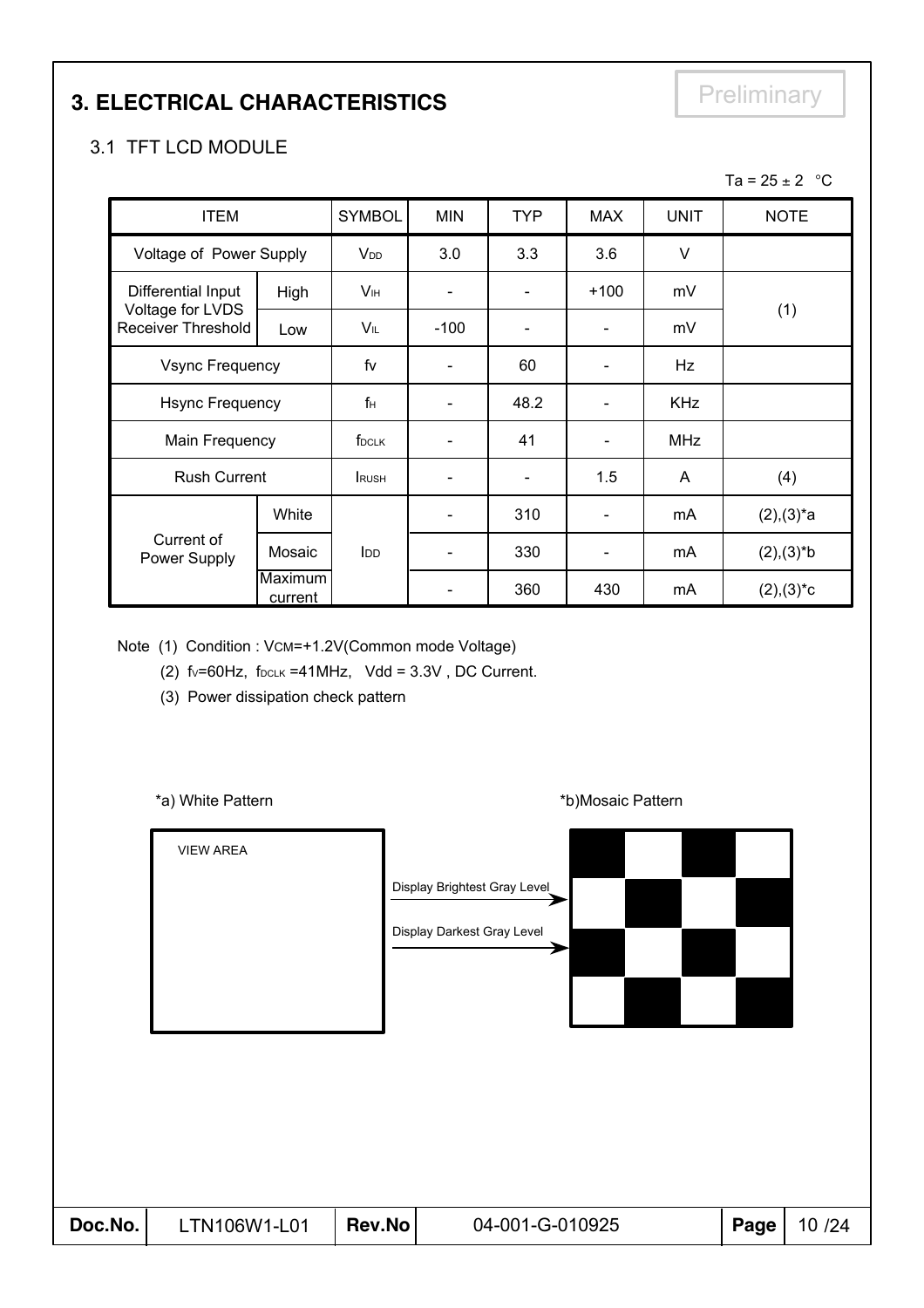# 3. ELECTRICAL CHARACTERISTICS

Preliminary

## 3.1 TFT LCD MODULE

Ta = 25 ± 2 °C

| ITEM | | SYMBOL | MIN | TYP | MAX | UNIT | NOTE |
|---|---|---|---|---|---|---|---|
| Voltage of Power Supply | | $V_{DD}$ | 3.0 | 3.3 | 3.6 | V | |
| Differential Input Voltage for LVDS Receiver Threshold | High | $V_{IH}$ | - | - | +100 | mV | (1) |
| | Low | $V_{IL}$ | -100 | - | - | mV | |
| Vsync Frequency | | fv | - | 60 | - | Hz | |
| Hsync Frequency | | $f_H$ | - | 48.2 | - | KHz | |
| Main Frequency | | $f_{DCLK}$ | - | 41 | - | MHz | |
| Rush Current | | $I_{RUSH}$ | - | - | 1.5 | A | (4) |
| Current of Power Supply | White | $I_{DD}$ | - | 310 | - | mA | (2),(3)*a |
| | Mosaic | | - | 330 | - | mA | (2),(3)*b |
| | Maximum current | | - | 360 | 430 | mA | (2),(3)*c |

Note (1) Condition : $V_{CM}$=+1.2V(Common mode Voltage)

(2) $f_V$=60Hz, $f_{DCLK}$ =41MHz, Vdd = 3.3V , DC Current.

(3) Power dissipation check pattern

*a) White Pattern

VIEW AREA

*b)Mosaic Pattern

Display Brightest Gray Level

Display Darkest Gray Level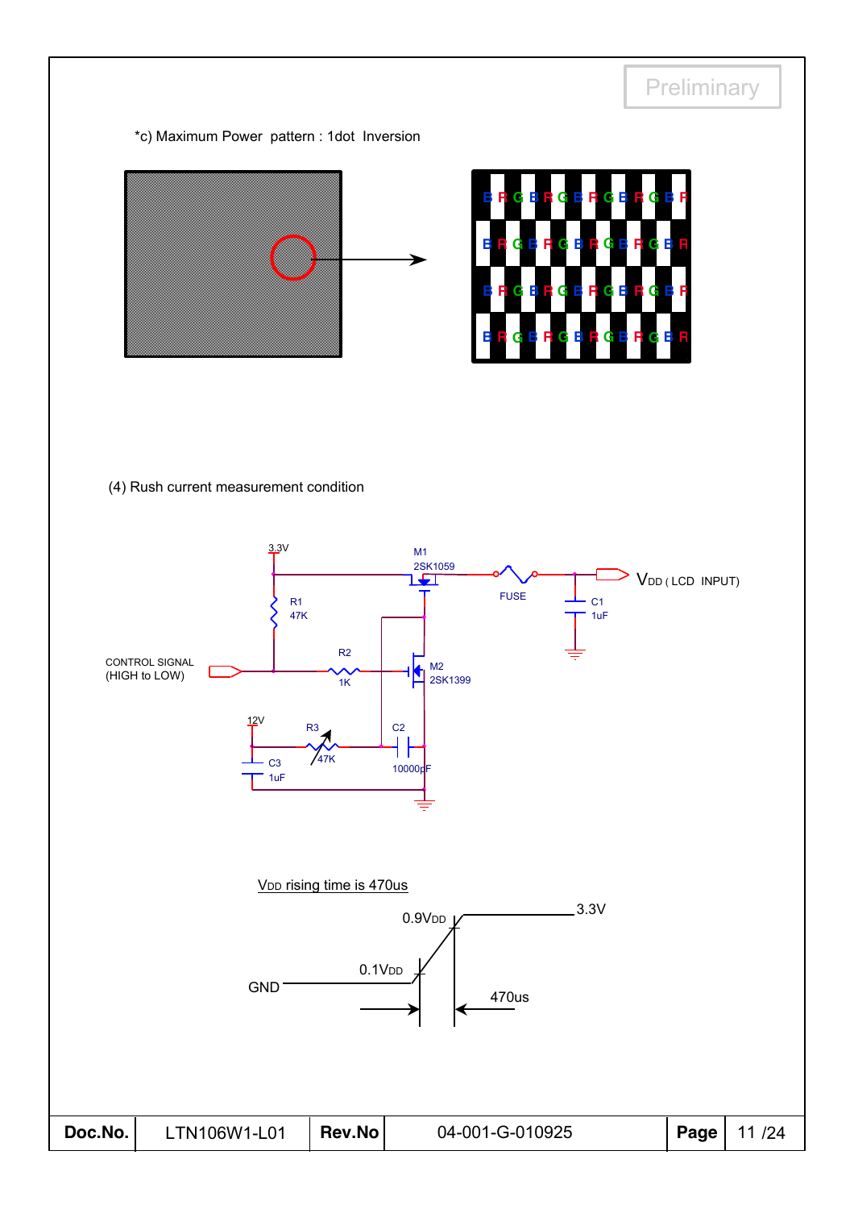*c) Maximum Power pattern : 1dot Inversion

(4) Rush current measurement condition

3.3V

M1
2SK1059

FUSE

C1
1uF

$V_{DD}$ ( LCD INPUT)

R1
47K

CONTROL SIGNAL
(HIGH to LOW)

R2
1K

M2
2SK1399

12V

R3
47K

C2
10000pF

C3
1uF

$V_{DD}$ rising time is 470us

0.9$V_{DD}$

3.3V

0.1$V_{DD}$

GND

470us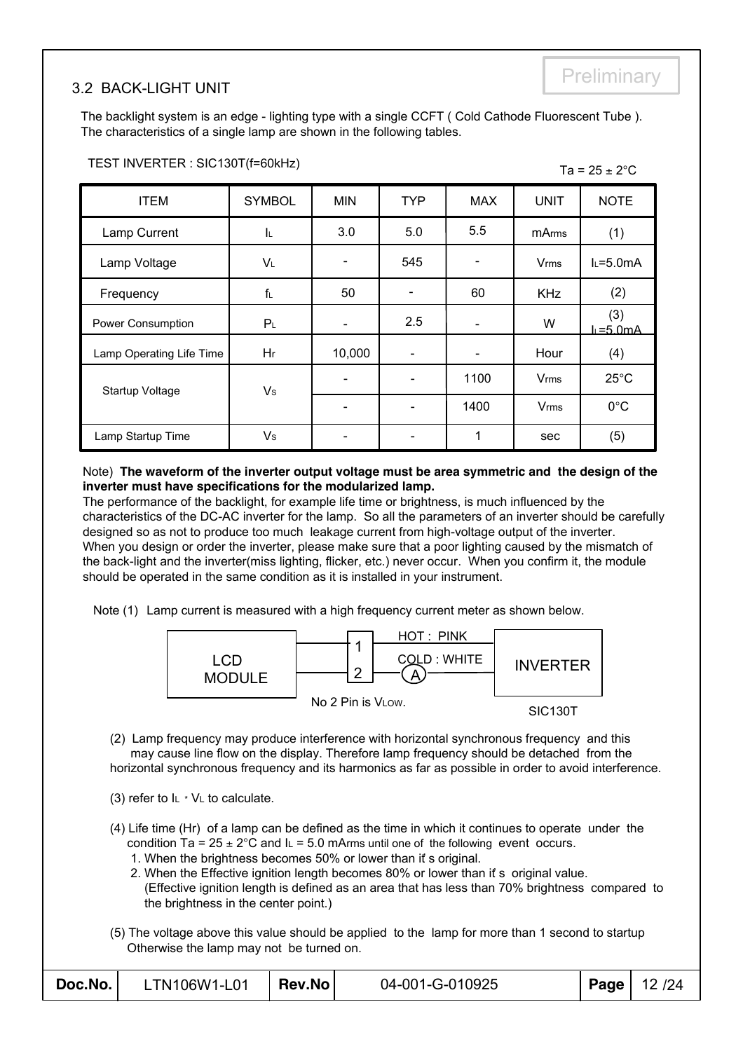Preliminary

## 3.2 BACK-LIGHT UNIT

The backlight system is an edge - lighting type with a single CCFT ( Cold Cathode Fluorescent Tube ). The characteristics of a single lamp are shown in the following tables.

TEST INVERTER : SIC130T(f=60kHz)

Ta = 25 ± 2°C

| ITEM | SYMBOL | MIN | TYP | MAX | UNIT | NOTE |
|---|---|---|---|---|---|---|
| Lamp Current | $I_L$ | 3.0 | 5.0 | 5.5 | $mA_{rms}$ | (1) |
| Lamp Voltage | $V_L$ | - | 545 | - | $V_{rms}$ | $I_L$=5.0mA |
| Frequency | $f_L$ | 50 | - | 60 | KHz | (2) |
| Power Consumption | $P_L$ | - | 2.5 | - | W | (3) $I_L$=5.0mA |
| Lamp Operating Life Time | Hr | 10,000 | - | - | Hour | (4) |
| Startup Voltage | $V_S$ | - | - | 1100 | $V_{rms}$ | 25°C |
| | | - | - | 1400 | $V_{rms}$ | 0°C |
| Lamp Startup Time | $V_S$ | - | - | 1 | sec | (5) |

Note) **The waveform of the inverter output voltage must be area symmetric and the design of the inverter must have specifications for the modularized lamp.**
The performance of the backlight, for example life time or brightness, is much influenced by the characteristics of the DC-AC inverter for the lamp. So all the parameters of an inverter should be carefully designed so as not to produce too much leakage current from high-voltage output of the inverter. When you design or order the inverter, please make sure that a poor lighting caused by the mismatch of the back-light and the inverter(miss lighting, flicker, etc.) never occur. When you confirm it, the module should be operated in the same condition as it is installed in your instrument.

Note (1) Lamp current is measured with a high frequency current meter as shown below.

LCD MODULE — 1 — HOT : PINK — INVERTER
2 — COLD : WHITE — (A)
No 2 Pin is $V_{LOW}$.
SIC130T

(2) Lamp frequency may produce interference with horizontal synchronous frequency and this may cause line flow on the display. Therefore lamp frequency should be detached from the horizontal synchronous frequency and its harmonics as far as possible in order to avoid interference.

(3) refer to $I_L \times V_L$ to calculate.

(4) Life time (Hr) of a lamp can be defined as the time in which it continues to operate under the condition Ta = 25 ± 2°C and $I_L$ = 5.0 mArms until one of the following event occurs.
1. When the brightness becomes 50% or lower than it's original.
2. When the Effective ignition length becomes 80% or lower than it's original value. (Effective ignition length is defined as an area that has less than 70% brightness compared to the brightness in the center point.)

(5) The voltage above this value should be applied to the lamp for more than 1 second to startup Otherwise the lamp may not be turned on.

| Doc.No. | LTN106W1-L01 | Rev.No | 04-001-G-010925 | Page | 12 /24 |
|---|---|---|---|---|---|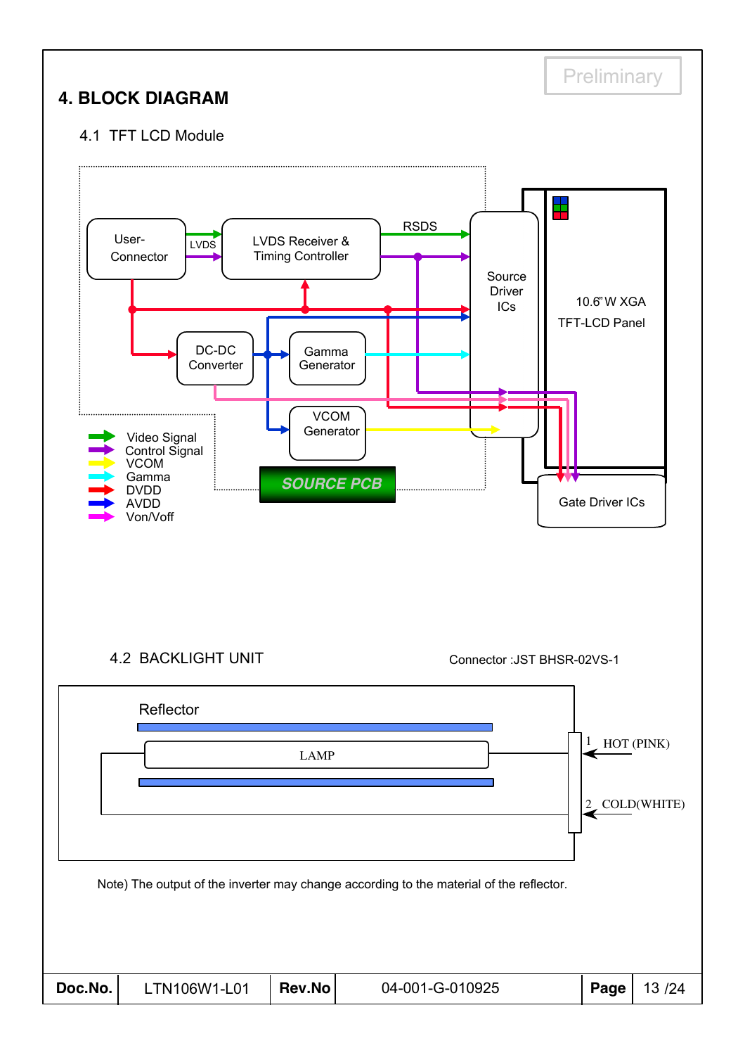Preliminary

# 4. BLOCK DIAGRAM

## 4.1 TFT LCD Module

User-Connector

LVDS

LVDS Receiver & Timing Controller

RSDS

Source Driver ICs

10.6" W XGA TFT-LCD Panel

DC-DC Converter

Gamma Generator

VCOM Generator

SOURCE PCB

Gate Driver ICs

- Video Signal
- Control Signal
- VCOM
- Gamma
- DVDD
- AVDD
- Von/Voff

## 4.2 BACKLIGHT UNIT

Connector :JST BHSR-02VS-1

Reflector

LAMP

1 HOT (PINK)

2 COLD(WHITE)

Note) The output of the inverter may change according to the material of the reflector.

| Doc.No. | LTN106W1-L01 | Rev.No | 04-001-G-010925 | Page | 13 /24 |
|---|---|---|---|---|---|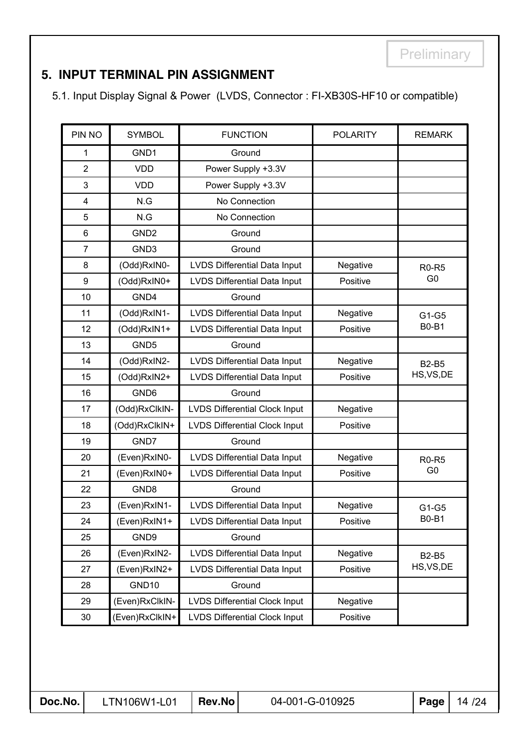Preliminary

## 5. INPUT TERMINAL PIN ASSIGNMENT

5.1. Input Display Signal & Power (LVDS, Connector : FI-XB30S-HF10 or compatible)

| PIN NO | SYMBOL | FUNCTION | POLARITY | REMARK |
|---|---|---|---|---|
| 1 | GND1 | Ground | | |
| 2 | VDD | Power Supply +3.3V | | |
| 3 | VDD | Power Supply +3.3V | | |
| 4 | N.G | No Connection | | |
| 5 | N.G | No Connection | | |
| 6 | GND2 | Ground | | |
| 7 | GND3 | Ground | | |
| 8 | (Odd)RxIN0- | LVDS Differential Data Input | Negative | R0-R5 G0 |
| 9 | (Odd)RxIN0+ | LVDS Differential Data Input | Positive | |
| 10 | GND4 | Ground | | |
| 11 | (Odd)RxIN1- | LVDS Differential Data Input | Negative | G1-G5 B0-B1 |
| 12 | (Odd)RxIN1+ | LVDS Differential Data Input | Positive | |
| 13 | GND5 | Ground | | |
| 14 | (Odd)RxIN2- | LVDS Differential Data Input | Negative | B2-B5 HS,VS,DE |
| 15 | (Odd)RxIN2+ | LVDS Differential Data Input | Positive | |
| 16 | GND6 | Ground | | |
| 17 | (Odd)RxClkIN- | LVDS Differential Clock Input | Negative | |
| 18 | (Odd)RxClkIN+ | LVDS Differential Clock Input | Positive | |
| 19 | GND7 | Ground | | |
| 20 | (Even)RxIN0- | LVDS Differential Data Input | Negative | R0-R5 G0 |
| 21 | (Even)RxIN0+ | LVDS Differential Data Input | Positive | |
| 22 | GND8 | Ground | | |
| 23 | (Even)RxIN1- | LVDS Differential Data Input | Negative | G1-G5 B0-B1 |
| 24 | (Even)RxIN1+ | LVDS Differential Data Input | Positive | |
| 25 | GND9 | Ground | | |
| 26 | (Even)RxIN2- | LVDS Differential Data Input | Negative | B2-B5 HS,VS,DE |
| 27 | (Even)RxIN2+ | LVDS Differential Data Input | Positive | |
| 28 | GND10 | Ground | | |
| 29 | (Even)RxClkIN- | LVDS Differential Clock Input | Negative | |
| 30 | (Even)RxClkIN+ | LVDS Differential Clock Input | Positive | |

| Doc.No. | LTN106W1-L01 | Rev.No | 04-001-G-010925 | Page | 14 /24 |
|---|---|---|---|---|---|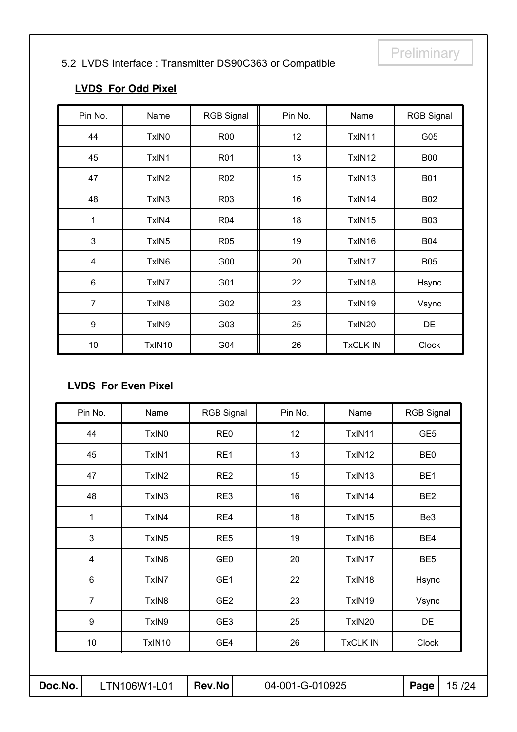Preliminary

## 5.2 LVDS Interface : Transmitter DS90C363 or Compatible

**LVDS For Odd Pixel**

| Pin No. | Name | RGB Signal | Pin No. | Name | RGB Signal |
|---|---|---|---|---|---|
| 44 | TxIN0 | R00 | 12 | TxIN11 | G05 |
| 45 | TxIN1 | R01 | 13 | TxIN12 | B00 |
| 47 | TxIN2 | R02 | 15 | TxIN13 | B01 |
| 48 | TxIN3 | R03 | 16 | TxIN14 | B02 |
| 1 | TxIN4 | R04 | 18 | TxIN15 | B03 |
| 3 | TxIN5 | R05 | 19 | TxIN16 | B04 |
| 4 | TxIN6 | G00 | 20 | TxIN17 | B05 |
| 6 | TxIN7 | G01 | 22 | TxIN18 | Hsync |
| 7 | TxIN8 | G02 | 23 | TxIN19 | Vsync |
| 9 | TxIN9 | G03 | 25 | TxIN20 | DE |
| 10 | TxIN10 | G04 | 26 | TxCLK IN | Clock |

**LVDS For Even Pixel**

| Pin No. | Name | RGB Signal | Pin No. | Name | RGB Signal |
|---|---|---|---|---|---|
| 44 | TxIN0 | RE0 | 12 | TxIN11 | GE5 |
| 45 | TxIN1 | RE1 | 13 | TxIN12 | BE0 |
| 47 | TxIN2 | RE2 | 15 | TxIN13 | BE1 |
| 48 | TxIN3 | RE3 | 16 | TxIN14 | BE2 |
| 1 | TxIN4 | RE4 | 18 | TxIN15 | Be3 |
| 3 | TxIN5 | RE5 | 19 | TxIN16 | BE4 |
| 4 | TxIN6 | GE0 | 20 | TxIN17 | BE5 |
| 6 | TxIN7 | GE1 | 22 | TxIN18 | Hsync |
| 7 | TxIN8 | GE2 | 23 | TxIN19 | Vsync |
| 9 | TxIN9 | GE3 | 25 | TxIN20 | DE |
| 10 | TxIN10 | GE4 | 26 | TxCLK IN | Clock |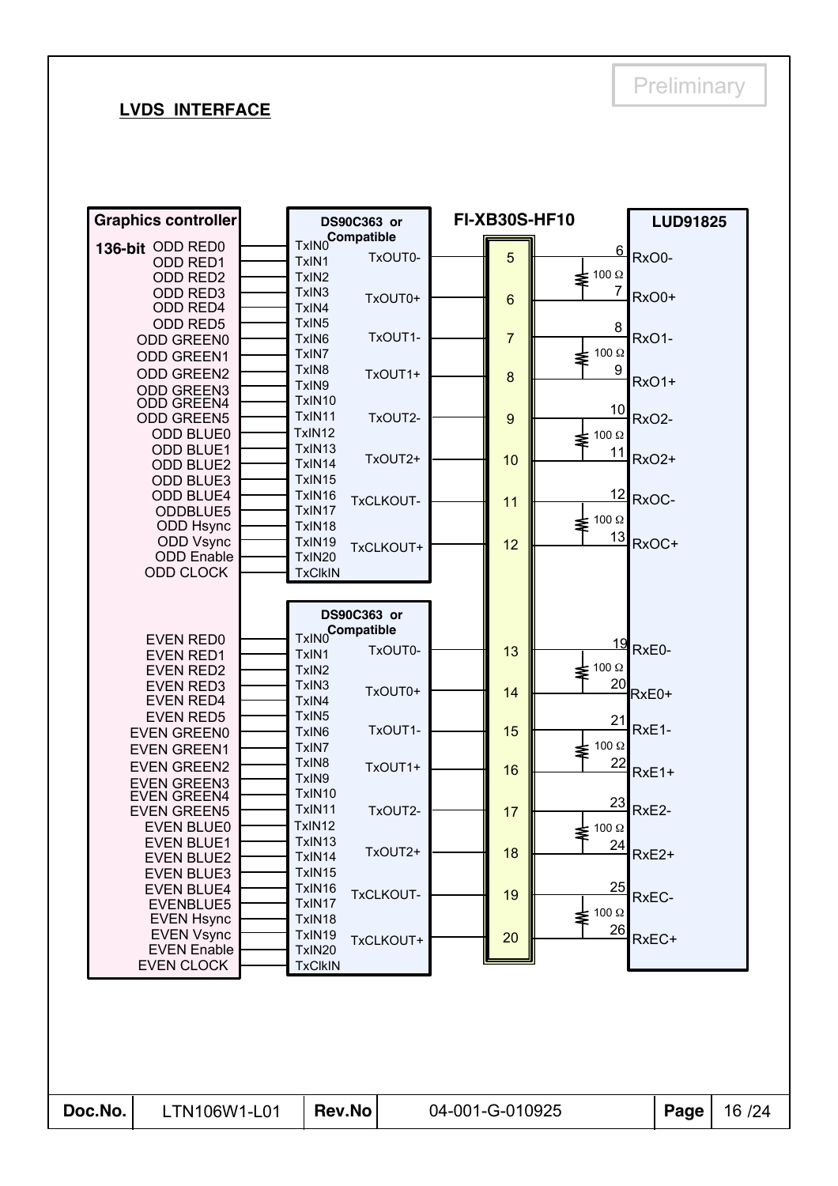Preliminary

## LVDS INTERFACE

**Graphics controller** — **136-bit**

**DS90C363 or Compatible** (ODD)

| Graphics controller | DS90C363 input |
|---|---|
| ODD RED0 | TxIN0 |
| ODD RED1 | TxIN1 |
| ODD RED2 | TxIN2 |
| ODD RED3 | TxIN3 |
| ODD RED4 | TxIN4 |
| ODD RED5 | TxIN5 |
| ODD GREEN0 | TxIN6 |
| ODD GREEN1 | TxIN7 |
| ODD GREEN2 | TxIN8 |
| ODD GREEN3 | TxIN9 |
| ODD GREEN4 | TxIN10 |
| ODD GREEN5 | TxIN11 |
| ODD BLUE0 | TxIN12 |
| ODD BLUE1 | TxIN13 |
| ODD BLUE2 | TxIN14 |
| ODD BLUE3 | TxIN15 |
| ODD BLUE4 | TxIN16 |
| ODDBLUE5 | TxIN17 |
| ODD Hsync | TxIN18 |
| ODD Vsync | TxIN19 |
| ODD Enable | TxIN20 |
| ODD CLOCK | TxClkIN |

| DS90C363 output | FI-XB30S-HF10 | LUD91825 pin | LUD91825 signal | Termination |
|---|---|---|---|---|
| TxOUT0- | 5 | 6 | RxO0- | 100 Ω |
| TxOUT0+ | 6 | 7 | RxO0+ | |
| TxOUT1- | 7 | 8 | RxO1- | 100 Ω |
| TxOUT1+ | 8 | 9 | RxO1+ | |
| TxOUT2- | 9 | 10 | RxO2- | 100 Ω |
| TxOUT2+ | 10 | 11 | RxO2+ | |
| TxCLKOUT- | 11 | 12 | RxOC- | 100 Ω |
| TxCLKOUT+ | 12 | 13 | RxOC+ | |

**DS90C363 or Compatible** (EVEN)

| Graphics controller | DS90C363 input |
|---|---|
| EVEN RED0 | TxIN0 |
| EVEN RED1 | TxIN1 |
| EVEN RED2 | TxIN2 |
| EVEN RED3 | TxIN3 |
| EVEN RED4 | TxIN4 |
| EVEN RED5 | TxIN5 |
| EVEN GREEN0 | TxIN6 |
| EVEN GREEN1 | TxIN7 |
| EVEN GREEN2 | TxIN8 |
| EVEN GREEN3 | TxIN9 |
| EVEN GREEN4 | TxIN10 |
| EVEN GREEN5 | TxIN11 |
| EVEN BLUE0 | TxIN12 |
| EVEN BLUE1 | TxIN13 |
| EVEN BLUE2 | TxIN14 |
| EVEN BLUE3 | TxIN15 |
| EVEN BLUE4 | TxIN16 |
| EVENBLUE5 | TxIN17 |
| EVEN Hsync | TxIN18 |
| EVEN Vsync | TxIN19 |
| EVEN Enable | TxIN20 |
| EVEN CLOCK | TxClkIN |

| DS90C363 output | FI-XB30S-HF10 | LUD91825 pin | LUD91825 signal | Termination |
|---|---|---|---|---|
| TxOUT0- | 13 | 19 | RxE0- | 100 Ω |
| TxOUT0+ | 14 | 20 | RxE0+ | |
| TxOUT1- | 15 | 21 | RxE1- | 100 Ω |
| TxOUT1+ | 16 | 22 | RxE1+ | |
| TxOUT2- | 17 | 23 | RxE2- | 100 Ω |
| TxOUT2+ | 18 | 24 | RxE2+ | |
| TxCLKOUT- | 19 | 25 | RxEC- | 100 Ω |
| TxCLKOUT+ | 20 | 26 | RxEC+ | |

| Doc.No. | LTN106W1-L01 | Rev.No | 04-001-G-010925 | Page | 16 /24 |
|---|---|---|---|---|---|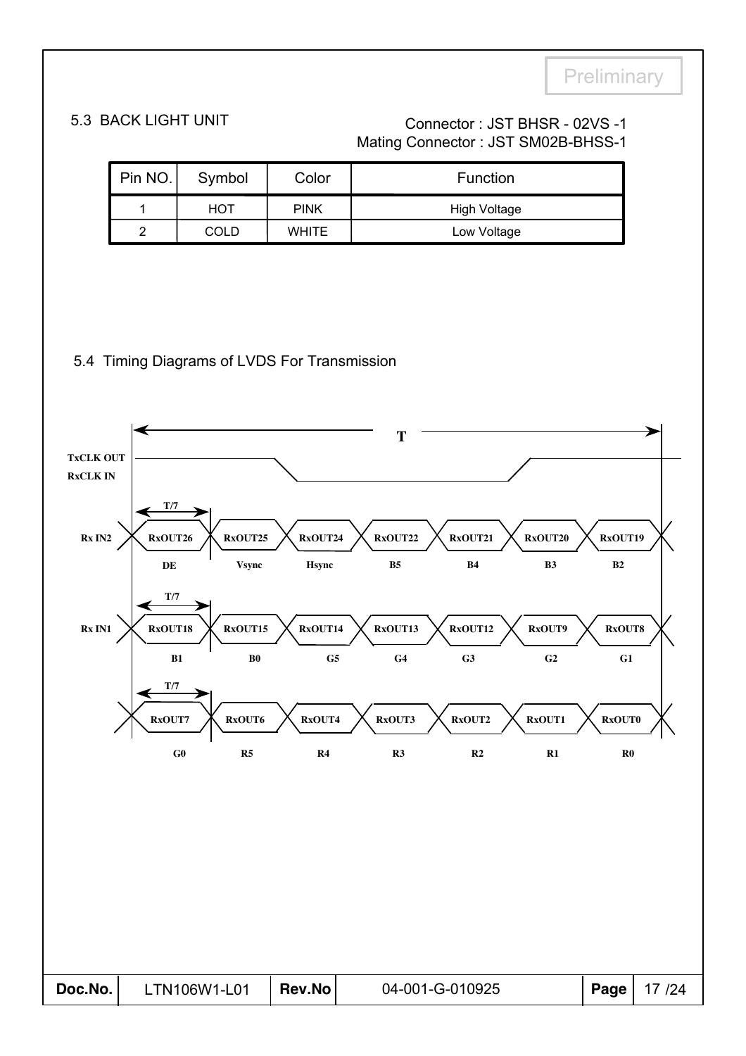Preliminary

### 5.3 BACK LIGHT UNIT

Connector : JST BHSR - 02VS -1
Mating Connector : JST SM02B-BHSS-1

| Pin NO. | Symbol | Color | Function |
|---|---|---|---|
| 1 | HOT | PINK | High Voltage |
| 2 | COLD | WHITE | Low Voltage |

### 5.4 Timing Diagrams of LVDS For Transmission

T

TxCLK OUT
RxCLK IN

T/7

| Rx IN2 | RxOUT26 | RxOUT25 | RxOUT24 | RxOUT22 | RxOUT21 | RxOUT20 | RxOUT19 |
|---|---|---|---|---|---|---|---|
| | DE | Vsync | Hsync | B5 | B4 | B3 | B2 |

T/7

| Rx IN1 | RxOUT18 | RxOUT15 | RxOUT14 | RxOUT13 | RxOUT12 | RxOUT9 | RxOUT8 |
|---|---|---|---|---|---|---|---|
| | B1 | B0 | G5 | G4 | G3 | G2 | G1 |

T/7

| | RxOUT7 | RxOUT6 | RxOUT4 | RxOUT3 | RxOUT2 | RxOUT1 | RxOUT0 |
|---|---|---|---|---|---|---|---|
| | G0 | R5 | R4 | R3 | R2 | R1 | R0 |

| Doc.No. | LTN106W1-L01 | Rev.No | 04-001-G-010925 | Page | 17 /24 |
|---|---|---|---|---|---|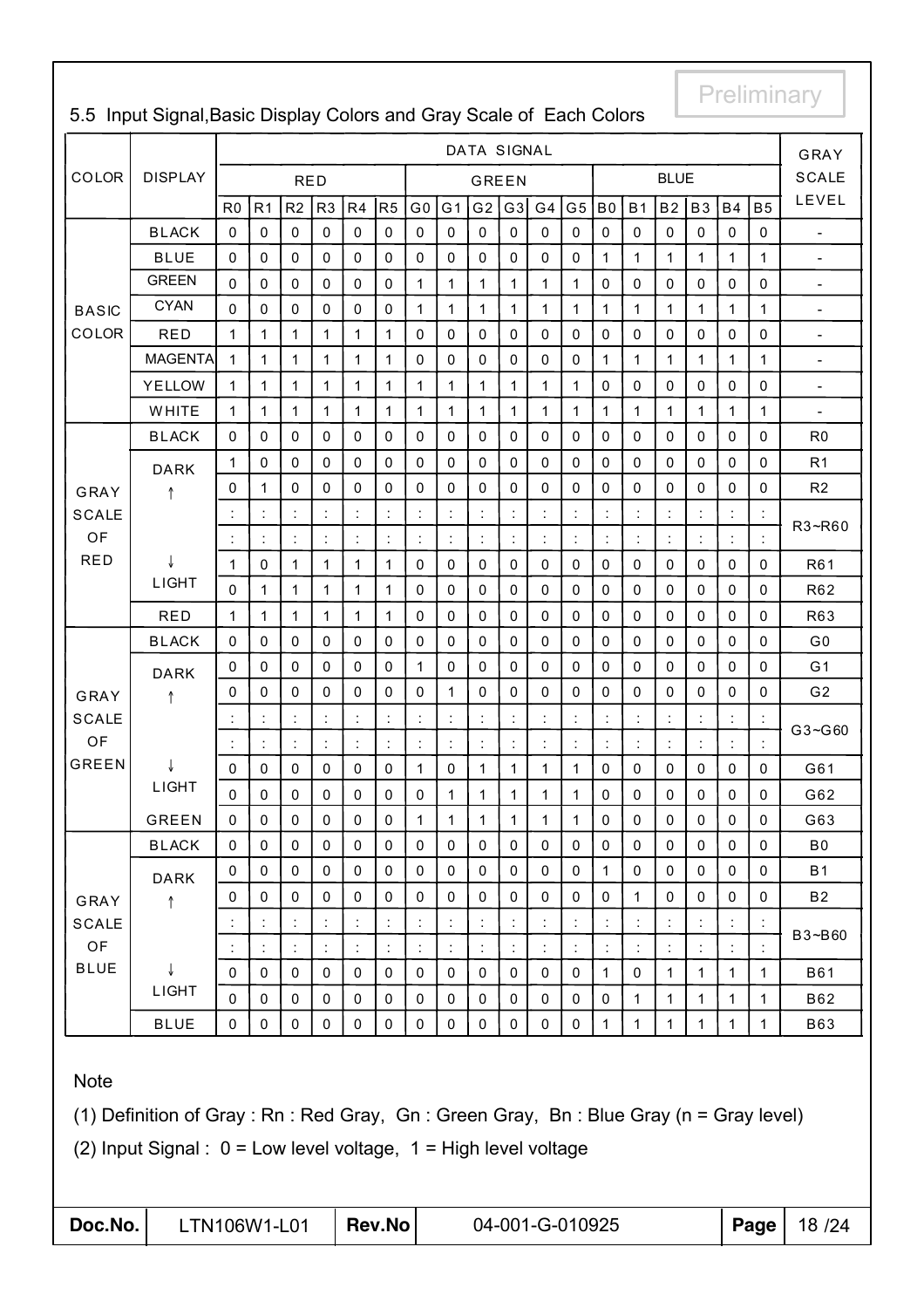Preliminary

## 5.5 Input Signal, Basic Display Colors and Gray Scale of Each Colors

| COLOR | DISPLAY | DATA SIGNAL | | | | | | | | | | | | | | | | | | GRAY SCALE LEVEL |
|---|---|---|---|---|---|---|---|---|---|---|---|---|---|---|---|---|---|---|---|---|
| | | RED | | | | | | GREEN | | | | | | BLUE | | | | | | |
| | | R0 | R1 | R2 | R3 | R4 | R5 | G0 | G1 | G2 | G3 | G4 | G5 | B0 | B1 | B2 | B3 | B4 | B5 | |
| BASIC COLOR | BLACK | 0 | 0 | 0 | 0 | 0 | 0 | 0 | 0 | 0 | 0 | 0 | 0 | 0 | 0 | 0 | 0 | 0 | 0 | - |
| | BLUE | 0 | 0 | 0 | 0 | 0 | 0 | 0 | 0 | 0 | 0 | 0 | 0 | 1 | 1 | 1 | 1 | 1 | 1 | - |
| | GREEN | 0 | 0 | 0 | 0 | 0 | 0 | 1 | 1 | 1 | 1 | 1 | 1 | 0 | 0 | 0 | 0 | 0 | 0 | - |
| | CYAN | 0 | 0 | 0 | 0 | 0 | 0 | 1 | 1 | 1 | 1 | 1 | 1 | 1 | 1 | 1 | 1 | 1 | 1 | - |
| | RED | 1 | 1 | 1 | 1 | 1 | 1 | 0 | 0 | 0 | 0 | 0 | 0 | 0 | 0 | 0 | 0 | 0 | 0 | - |
| | MAGENTA | 1 | 1 | 1 | 1 | 1 | 1 | 0 | 0 | 0 | 0 | 0 | 0 | 1 | 1 | 1 | 1 | 1 | 1 | - |
| | YELLOW | 1 | 1 | 1 | 1 | 1 | 1 | 1 | 1 | 1 | 1 | 1 | 1 | 0 | 0 | 0 | 0 | 0 | 0 | - |
| | WHITE | 1 | 1 | 1 | 1 | 1 | 1 | 1 | 1 | 1 | 1 | 1 | 1 | 1 | 1 | 1 | 1 | 1 | 1 | - |
| GRAY SCALE OF RED | BLACK | 0 | 0 | 0 | 0 | 0 | 0 | 0 | 0 | 0 | 0 | 0 | 0 | 0 | 0 | 0 | 0 | 0 | 0 | R0 |
| | DARK | 1 | 0 | 0 | 0 | 0 | 0 | 0 | 0 | 0 | 0 | 0 | 0 | 0 | 0 | 0 | 0 | 0 | 0 | R1 |
| | ↑ | 0 | 1 | 0 | 0 | 0 | 0 | 0 | 0 | 0 | 0 | 0 | 0 | 0 | 0 | 0 | 0 | 0 | 0 | R2 |
| | | : | : | : | : | : | : | : | : | : | : | : | : | : | : | : | : | : | : | R3~R60 |
| | | : | : | : | : | : | : | : | : | : | : | : | : | : | : | : | : | : | : | |
| | ↓ | 1 | 0 | 1 | 1 | 1 | 1 | 0 | 0 | 0 | 0 | 0 | 0 | 0 | 0 | 0 | 0 | 0 | 0 | R61 |
| | LIGHT | 0 | 1 | 1 | 1 | 1 | 1 | 0 | 0 | 0 | 0 | 0 | 0 | 0 | 0 | 0 | 0 | 0 | 0 | R62 |
| | RED | 1 | 1 | 1 | 1 | 1 | 1 | 0 | 0 | 0 | 0 | 0 | 0 | 0 | 0 | 0 | 0 | 0 | 0 | R63 |
| GRAY SCALE OF GREEN | BLACK | 0 | 0 | 0 | 0 | 0 | 0 | 0 | 0 | 0 | 0 | 0 | 0 | 0 | 0 | 0 | 0 | 0 | 0 | G0 |
| | DARK | 0 | 0 | 0 | 0 | 0 | 0 | 1 | 0 | 0 | 0 | 0 | 0 | 0 | 0 | 0 | 0 | 0 | 0 | G1 |
| | ↑ | 0 | 0 | 0 | 0 | 0 | 0 | 0 | 1 | 0 | 0 | 0 | 0 | 0 | 0 | 0 | 0 | 0 | 0 | G2 |
| | | : | : | : | : | : | : | : | : | : | : | : | : | : | : | : | : | : | : | G3~G60 |
| | | : | : | : | : | : | : | : | : | : | : | : | : | : | : | : | : | : | : | |
| | ↓ | 0 | 0 | 0 | 0 | 0 | 0 | 1 | 0 | 1 | 1 | 1 | 1 | 0 | 0 | 0 | 0 | 0 | 0 | G61 |
| | LIGHT | 0 | 0 | 0 | 0 | 0 | 0 | 0 | 1 | 1 | 1 | 1 | 1 | 0 | 0 | 0 | 0 | 0 | 0 | G62 |
| | GREEN | 0 | 0 | 0 | 0 | 0 | 0 | 1 | 1 | 1 | 1 | 1 | 1 | 0 | 0 | 0 | 0 | 0 | 0 | G63 |
| GRAY SCALE OF BLUE | BLACK | 0 | 0 | 0 | 0 | 0 | 0 | 0 | 0 | 0 | 0 | 0 | 0 | 0 | 0 | 0 | 0 | 0 | 0 | B0 |
| | DARK | 0 | 0 | 0 | 0 | 0 | 0 | 0 | 0 | 0 | 0 | 0 | 0 | 1 | 0 | 0 | 0 | 0 | 0 | B1 |
| | ↑ | 0 | 0 | 0 | 0 | 0 | 0 | 0 | 0 | 0 | 0 | 0 | 0 | 0 | 1 | 0 | 0 | 0 | 0 | B2 |
| | | : | : | : | : | : | : | : | : | : | : | : | : | : | : | : | : | : | : | B3~B60 |
| | | : | : | : | : | : | : | : | : | : | : | : | : | : | : | : | : | : | : | |
| | ↓ | 0 | 0 | 0 | 0 | 0 | 0 | 0 | 0 | 0 | 0 | 0 | 0 | 1 | 0 | 1 | 1 | 1 | 1 | B61 |
| | LIGHT | 0 | 0 | 0 | 0 | 0 | 0 | 0 | 0 | 0 | 0 | 0 | 0 | 0 | 1 | 1 | 1 | 1 | 1 | B62 |
| | BLUE | 0 | 0 | 0 | 0 | 0 | 0 | 0 | 0 | 0 | 0 | 0 | 0 | 1 | 1 | 1 | 1 | 1 | 1 | B63 |

Note

(1) Definition of Gray : Rn : Red Gray, Gn : Green Gray, Bn : Blue Gray (n = Gray level)

(2) Input Signal : 0 = Low level voltage, 1 = High level voltage

| Doc.No. | LTN106W1-L01 | Rev.No | 04-001-G-010925 | Page | 18 /24 |
|---|---|---|---|---|---|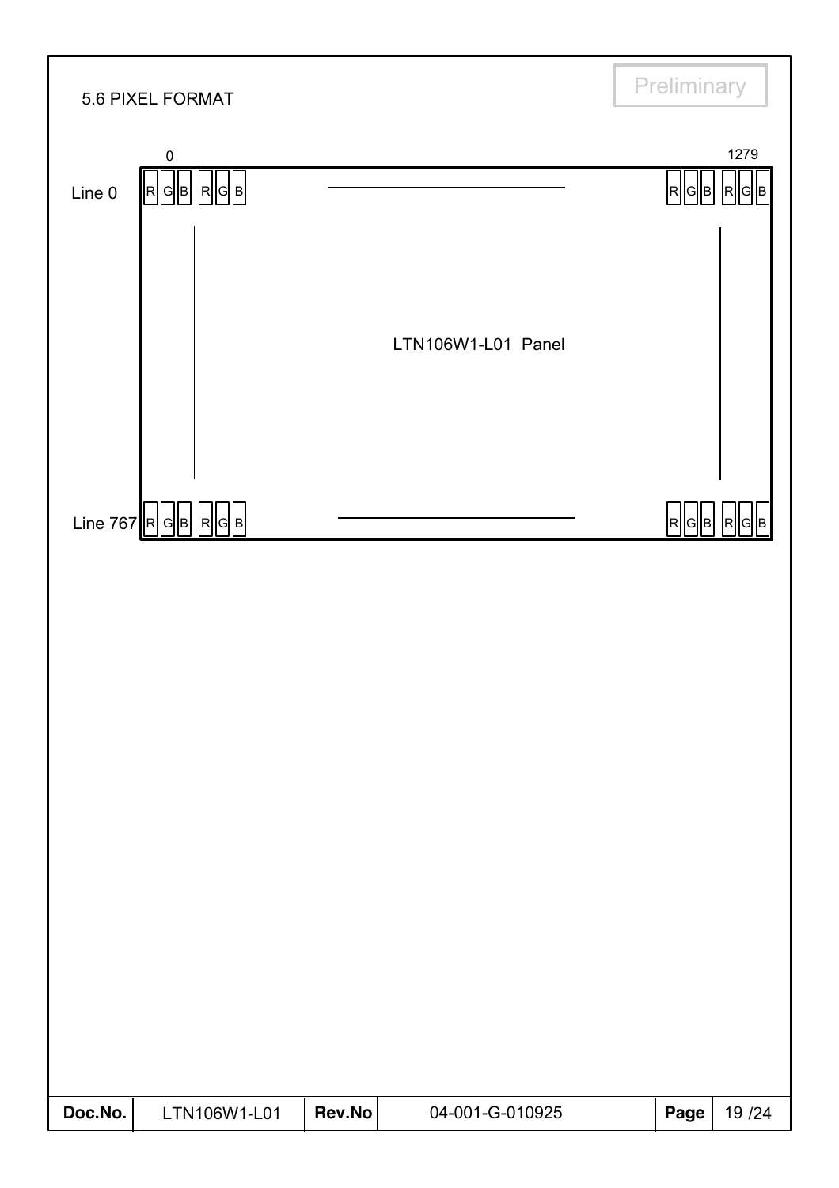## 5.6 PIXEL FORMAT

Preliminary

| | 0 | | 1279 |
|---|---|---|---|
| Line 0 | R G B R G B | | R G B R G B |
| | | LTN106W1-L01 Panel | |
| Line 767 | R G B R G B | | R G B R G B |

| Doc.No. | LTN106W1-L01 | Rev.No | 04-001-G-010925 | Page | 19 /24 |
|---|---|---|---|---|---|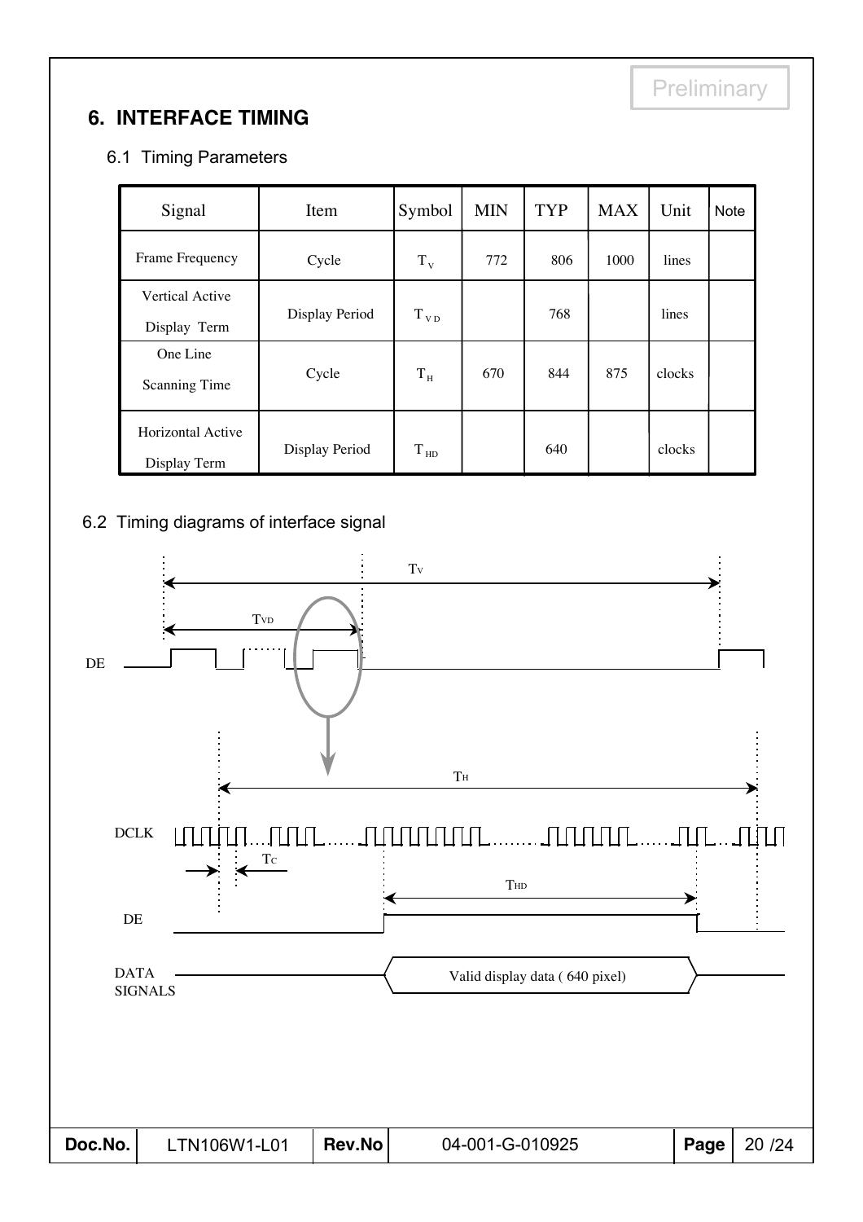Preliminary

## 6. INTERFACE TIMING

### 6.1 Timing Parameters

| Signal | Item | Symbol | MIN | TYP | MAX | Unit | Note |
|---|---|---|---|---|---|---|---|
| Frame Frequency | Cycle | $T_V$ | 772 | 806 | 1000 | lines | |
| Vertical Active Display Term | Display Period | $T_{VD}$ | | 768 | | lines | |
| One Line Scanning Time | Cycle | $T_H$ | 670 | 844 | 875 | clocks | |
| Horizontal Active Display Term | Display Period | $T_{HD}$ | | 640 | | clocks | |

### 6.2 Timing diagrams of interface signal

$T_V$

$T_{VD}$

DE

$T_H$

DCLK

$T_C$

$T_{HD}$

DE

DATA SIGNALS

Valid display data ( 640 pixel)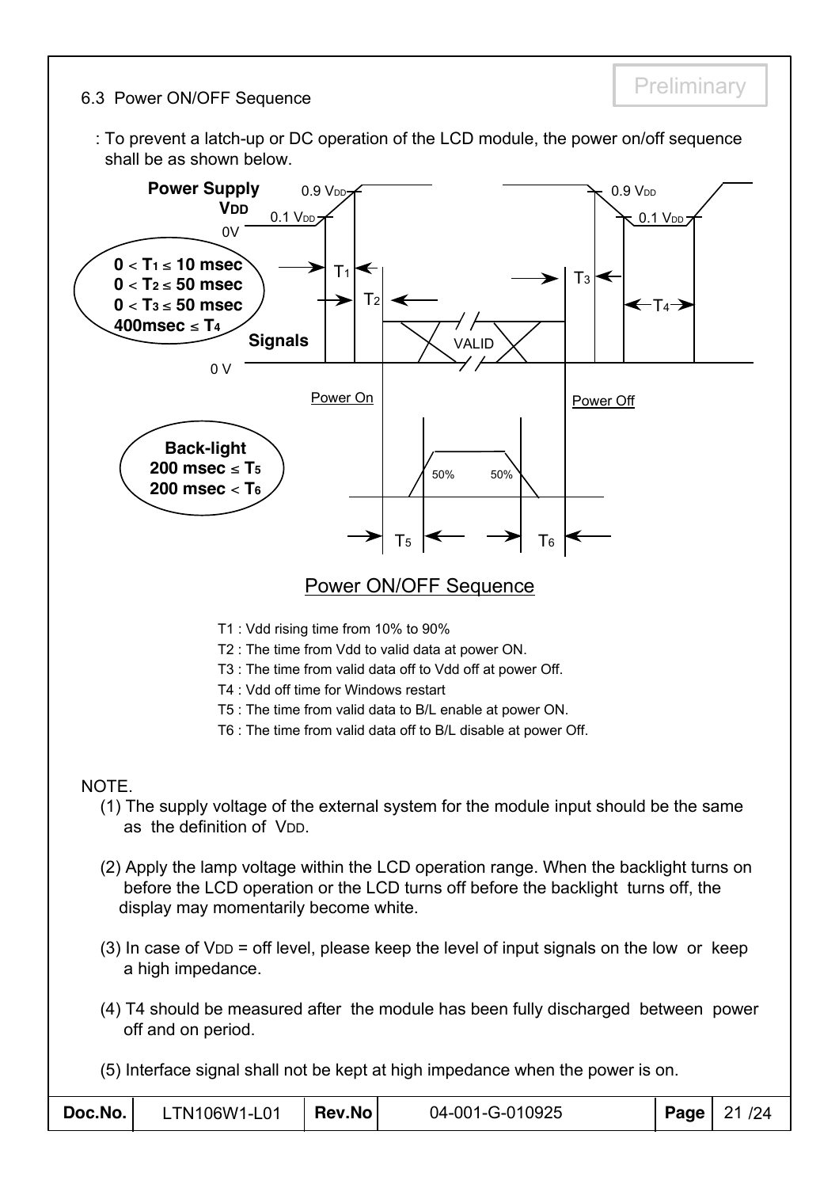Preliminary

### 6.3 Power ON/OFF Sequence

: To prevent a latch-up or DC operation of the LCD module, the power on/off sequence shall be as shown below.

Power Supply $V_{DD}$

$0 < T_1 \le 10$ msec
$0 < T_2 \le 50$ msec
$0 < T_3 \le 50$ msec
400msec $\le T_4$

Back-light
200 msec $\le T_5$
200 msec $< T_6$

Power ON/OFF Sequence

T1 : Vdd rising time from 10% to 90%
T2 : The time from Vdd to valid data at power ON.
T3 : The time from valid data off to Vdd off at power Off.
T4 : Vdd off time for Windows restart
T5 : The time from valid data to B/L enable at power ON.
T6 : The time from valid data off to B/L disable at power Off.

NOTE.

(1) The supply voltage of the external system for the module input should be the same as the definition of $V_{DD}$.

(2) Apply the lamp voltage within the LCD operation range. When the backlight turns on before the LCD operation or the LCD turns off before the backlight turns off, the display may momentarily become white.

(3) In case of $V_{DD}$ = off level, please keep the level of input signals on the low or keep a high impedance.

(4) T4 should be measured after the module has been fully discharged between power off and on period.

(5) Interface signal shall not be kept at high impedance when the power is on.

| Doc.No. | LTN106W1-L01 | Rev.No | 04-001-G-010925 | Page | 21 /24 |
|---|---|---|---|---|---|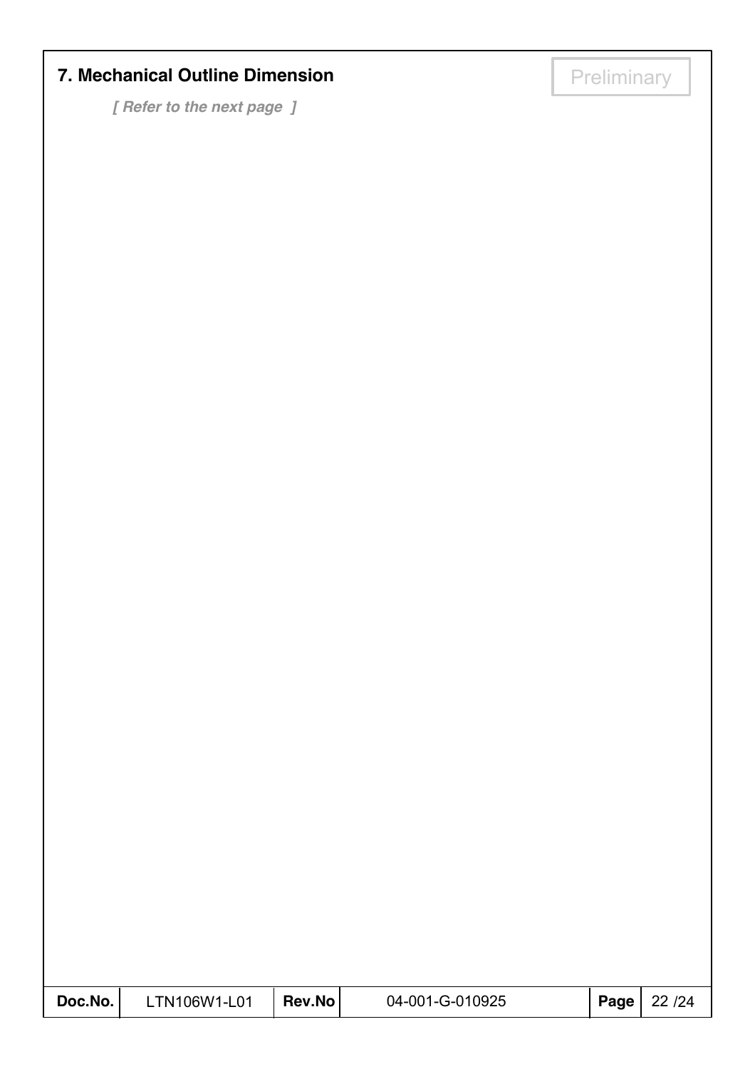## 7. Mechanical Outline Dimension

Preliminary

***[ Refer to the next page ]***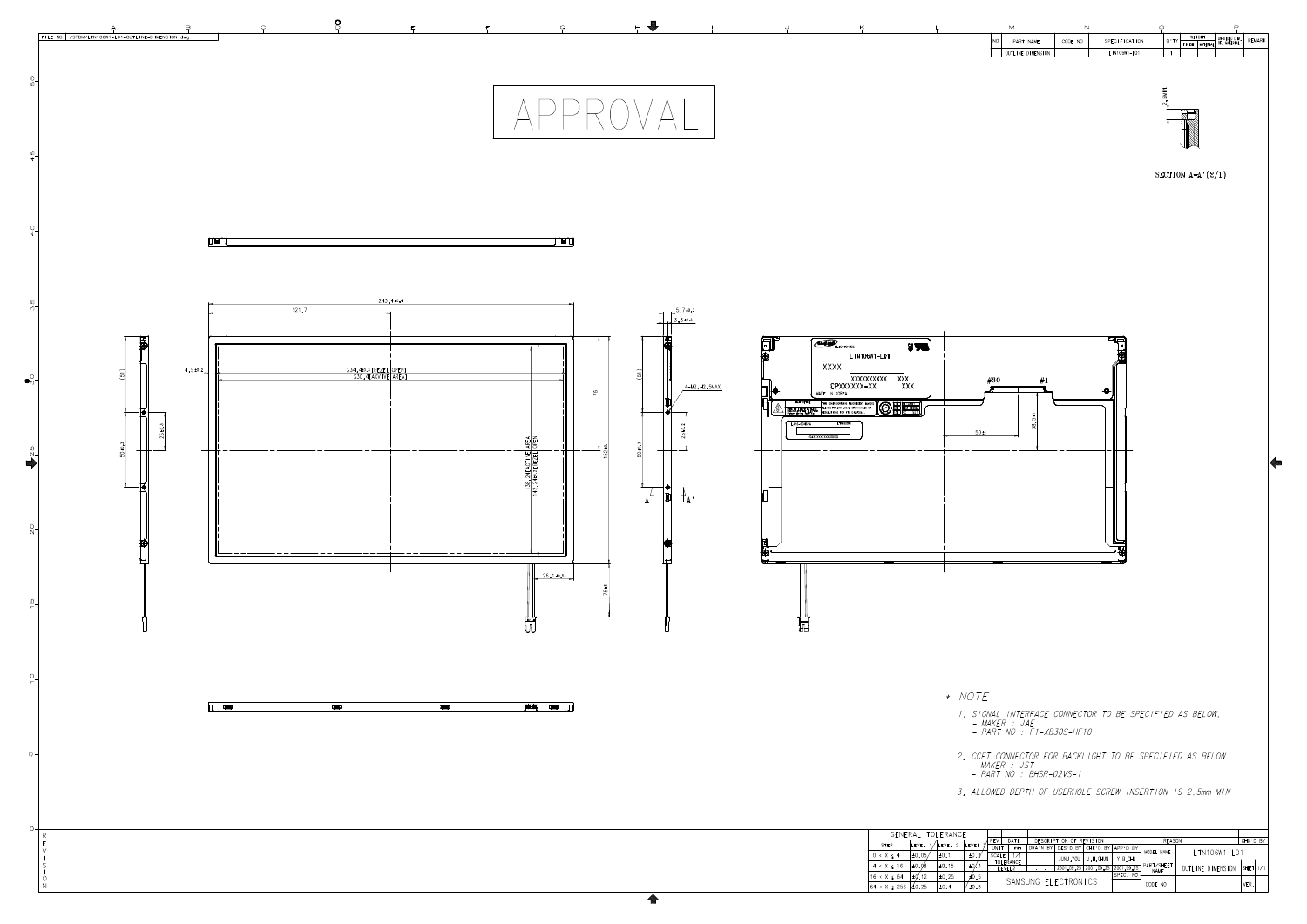FILE NO. /SPDM/LTN106W1-L01-OUTLINE-DIMENSION.dwg

| NO | PART NAME | CODE NO | SPECIFICATION | Q'TY | WEIGHT | | APPROVAL OF MAKER | REMARK |
|---|---|---|---|---|---|---|---|---|
| | OUTLINE DIMENSION | | LTN106W1-L01 | 1 | | | | |

APPROVAL

SECTION A-A'(S/1)

243.4±0.4
121.7
4.5±0.2
234.4±0.3 (BEZEL OPEN)
230.4 (ACTIVE AREA)
76
152±0.4
138.24 (ACTIVE AREA)
142.24±0.3 (BEZEL OPEN)
26.1±0.2
73±5
(51)
50±0.3
23±0.3
5.7±0.2
5.3±0.3
4-M2.0, 5MAX
A
A'

LTN106W1-L01
#30
#1
39±1
32±1

\* NOTE

1. SIGNAL INTERFACE CONNECTOR TO BE SPECIFIED AS BELOW.
   - MAKER : JAE
   - PART NO : FI-XB30S-HF10

2. CCFT CONNECTOR FOR BACKLIGHT TO BE SPECIFIED AS BELOW.
   - MAKER : JST
   - PART NO : BHSR-02VS-1

3. ALLOWED DEPTH OF USERHOLE SCREW INSERTION IS 2.5mm MIN

| GENERAL TOLERANCE | | | |
|---|---|---|---|
| STEP | LEVEL 1 | LEVEL 2 | LEVEL 3 |
| 0 < X ≤ 4 | ±0.05 | ±0.1 | ±0.2 |
| 4 < X ≤ 16 | ±0.08 | ±0.15 | ±0.3 |
| 16 < X ≤ 64 | ±0.12 | ±0.25 | ±0.5 |
| 64 < X ≤ 256 | ±0.25 | ±0.4 | ±0.5 |

| REV | DATE | DESCRIPTION OF REVISION | | | | REASON | CHK'D BY |
|---|---|---|---|---|---|---|---|
| UNIT | mm | DRA'N BY | DES'D BY | CHK'D BY | APP'D BY | MODEL NAME | LTN106W1-L01 |
| SCALE | 1:1 | | JUNG,YOU | J.H.CHUN | Y.G.CHO | | |
| TOLERANCE LEVEL 2 | | | 2001.09.25 | 2001.09.25 | 2001.09.25 | PART/SHEET NAME | OUTLINE DIMENSION · SHEET 1/1 |
| SAMSUNG ELECTRONICS | | | | | SPEC. NO | CODE NO. | VER. |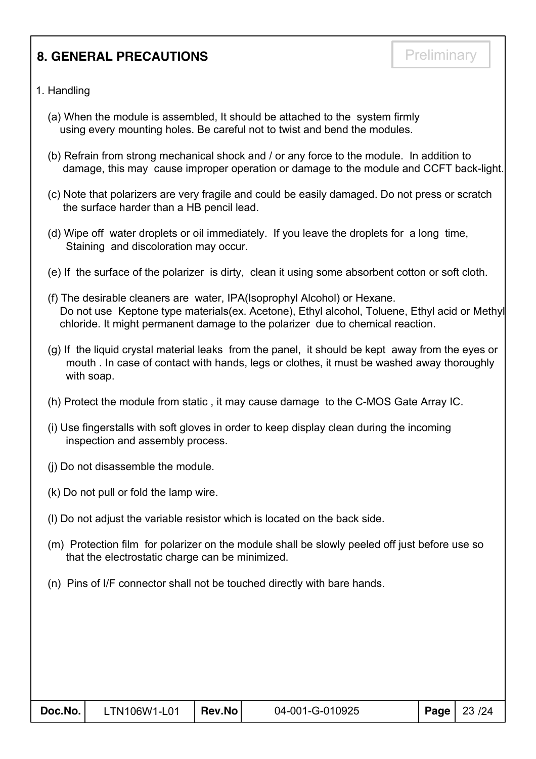## 8. GENERAL PRECAUTIONS

Preliminary

1. Handling

(a) When the module is assembled, It should be attached to the system firmly using every mounting holes. Be careful not to twist and bend the modules.

(b) Refrain from strong mechanical shock and / or any force to the module. In addition to damage, this may cause improper operation or damage to the module and CCFT back-light.

(c) Note that polarizers are very fragile and could be easily damaged. Do not press or scratch the surface harder than a HB pencil lead.

(d) Wipe off water droplets or oil immediately. If you leave the droplets for a long time, Staining and discoloration may occur.

(e) If the surface of the polarizer is dirty, clean it using some absorbent cotton or soft cloth.

(f) The desirable cleaners are water, IPA(Isoprophyl Alcohol) or Hexane. Do not use Keptone type materials(ex. Acetone), Ethyl alcohol, Toluene, Ethyl acid or Methyl chloride. It might permanent damage to the polarizer due to chemical reaction.

(g) If the liquid crystal material leaks from the panel, it should be kept away from the eyes or mouth . In case of contact with hands, legs or clothes, it must be washed away thoroughly with soap.

(h) Protect the module from static , it may cause damage to the C-MOS Gate Array IC.

(i) Use fingerstalls with soft gloves in order to keep display clean during the incoming inspection and assembly process.

(j) Do not disassemble the module.

(k) Do not pull or fold the lamp wire.

(l) Do not adjust the variable resistor which is located on the back side.

(m) Protection film for polarizer on the module shall be slowly peeled off just before use so that the electrostatic charge can be minimized.

(n) Pins of I/F connector shall not be touched directly with bare hands.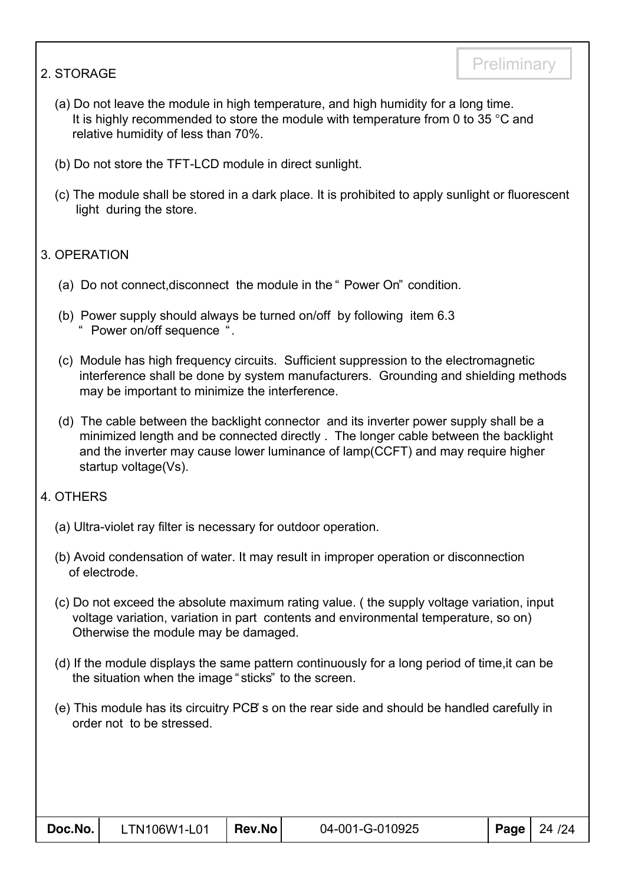Preliminary

## 2. STORAGE

(a) Do not leave the module in high temperature, and high humidity for a long time.
It is highly recommended to store the module with temperature from 0 to 35 °C and relative humidity of less than 70%.

(b) Do not store the TFT-LCD module in direct sunlight.

(c) The module shall be stored in a dark place. It is prohibited to apply sunlight or fluorescent light during the store.

## 3. OPERATION

(a) Do not connect,disconnect the module in the " Power On" condition.

(b) Power supply should always be turned on/off by following item 6.3 " Power on/off sequence ".

(c) Module has high frequency circuits. Sufficient suppression to the electromagnetic interference shall be done by system manufacturers. Grounding and shielding methods may be important to minimize the interference.

(d) The cable between the backlight connector and its inverter power supply shall be a minimized length and be connected directly . The longer cable between the backlight and the inverter may cause lower luminance of lamp(CCFT) and may require higher startup voltage(Vs).

## 4. OTHERS

(a) Ultra-violet ray filter is necessary for outdoor operation.

(b) Avoid condensation of water. It may result in improper operation or disconnection of electrode.

(c) Do not exceed the absolute maximum rating value. ( the supply voltage variation, input voltage variation, variation in part contents and environmental temperature, so on) Otherwise the module may be damaged.

(d) If the module displays the same pattern continuously for a long period of time,it can be the situation when the image "sticks" to the screen.

(e) This module has its circuitry PCB' s on the rear side and should be handled carefully in order not to be stressed.